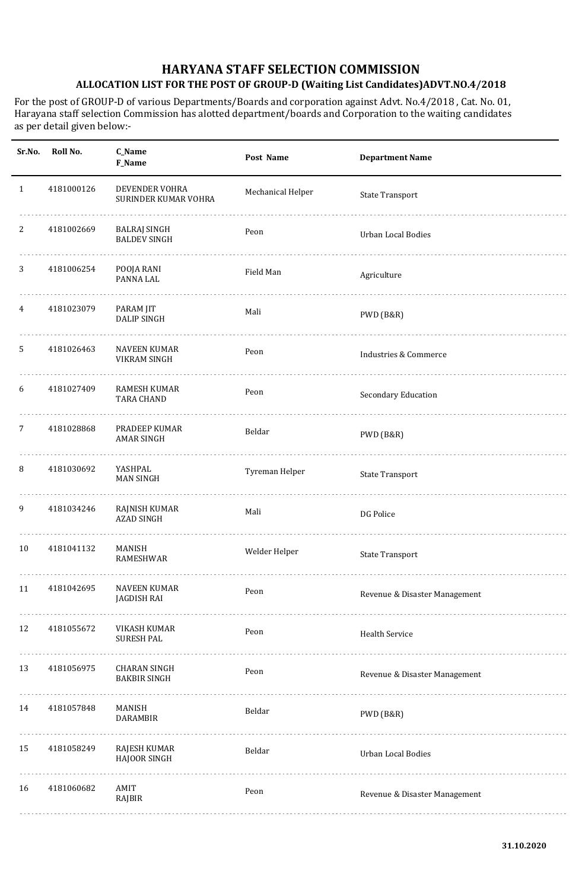# HARYANA STAFF SELECTION COMMISSION

## ALLOCATION LIST FOR THE POST OF GROUP-D (Waiting List Candidates)ADVT.NO.4/2018

For the post of GROUP-D of various Departments/Boards and corporation against Advt. No.4/2018 , Cat. No. 01, Harayana staff selection Commission has alotted department/boards and Corporation to the waiting candidates as per detail given below:-

| Sr.No. | Roll No. | C_Name F_Name | Post Name | Department Name |
|---|---|---|---|---|
| 1 | 4181000126 | DEVENDER VOHRA SURINDER KUMAR VOHRA | Mechanical Helper | State Transport |
| 2 | 4181002669 | BALRAJ SINGH BALDEV SINGH | Peon | Urban Local Bodies |
| 3 | 4181006254 | POOJA RANI PANNA LAL | Field Man | Agriculture |
| 4 | 4181023079 | PARAM JIT DALIP SINGH | Mali | PWD (B&R) |
| 5 | 4181026463 | NAVEEN KUMAR VIKRAM SINGH | Peon | Industries & Commerce |
| 6 | 4181027409 | RAMESH KUMAR TARA CHAND | Peon | Secondary Education |
| 7 | 4181028868 | PRADEEP KUMAR AMAR SINGH | Beldar | PWD (B&R) |
| 8 | 4181030692 | YASHPAL MAN SINGH | Tyreman Helper | State Transport |
| 9 | 4181034246 | RAJNISH KUMAR AZAD SINGH | Mali | DG Police |
| 10 | 4181041132 | MANISH RAMESHWAR | Welder Helper | State Transport |
| 11 | 4181042695 | NAVEEN KUMAR JAGDISH RAI | Peon | Revenue & Disaster Management |
| 12 | 4181055672 | VIKASH KUMAR SURESH PAL | Peon | Health Service |
| 13 | 4181056975 | CHARAN SINGH BAKBIR SINGH | Peon | Revenue & Disaster Management |
| 14 | 4181057848 | MANISH DARAMBIR | Beldar | PWD (B&R) |
| 15 | 4181058249 | RAJESH KUMAR HAJOOR SINGH | Beldar | Urban Local Bodies |
| 16 | 4181060682 | AMIT RAJBIR | Peon | Revenue & Disaster Management |

31.10.2020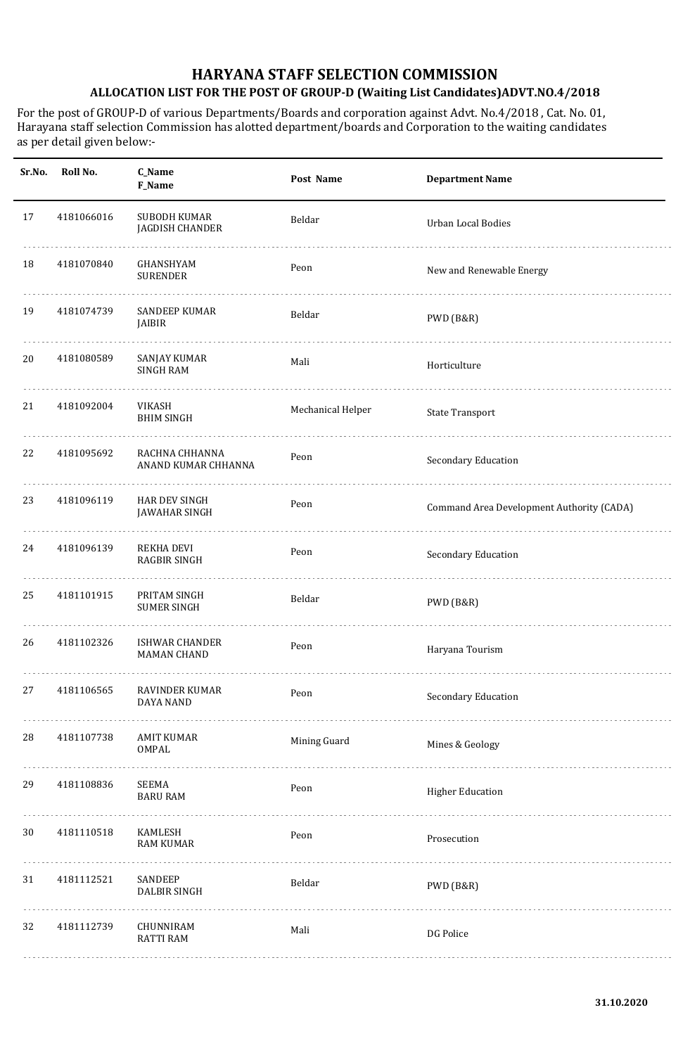# HARYANA STAFF SELECTION COMMISSION

## ALLOCATION LIST FOR THE POST OF GROUP-D (Waiting List Candidates)ADVT.NO.4/2018

For the post of GROUP-D of various Departments/Boards and corporation against Advt. No.4/2018 , Cat. No. 01, Harayana staff selection Commission has alotted department/boards and Corporation to the waiting candidates as per detail given below:-

| Sr.No. | Roll No. | C_Name F_Name | Post Name | Department Name |
|---|---|---|---|---|
| 17 | 4181066016 | SUBODH KUMAR JAGDISH CHANDER | Beldar | Urban Local Bodies |
| 18 | 4181070840 | GHANSHYAM SURENDER | Peon | New and Renewable Energy |
| 19 | 4181074739 | SANDEEP KUMAR JAIBIR | Beldar | PWD (B&R) |
| 20 | 4181080589 | SANJAY KUMAR SINGH RAM | Mali | Horticulture |
| 21 | 4181092004 | VIKASH BHIM SINGH | Mechanical Helper | State Transport |
| 22 | 4181095692 | RACHNA CHHANNA ANAND KUMAR CHHANNA | Peon | Secondary Education |
| 23 | 4181096119 | HAR DEV SINGH JAWAHAR SINGH | Peon | Command Area Development Authority (CADA) |
| 24 | 4181096139 | REKHA DEVI RAGBIR SINGH | Peon | Secondary Education |
| 25 | 4181101915 | PRITAM SINGH SUMER SINGH | Beldar | PWD (B&R) |
| 26 | 4181102326 | ISHWAR CHANDER MAMAN CHAND | Peon | Haryana Tourism |
| 27 | 4181106565 | RAVINDER KUMAR DAYA NAND | Peon | Secondary Education |
| 28 | 4181107738 | AMIT KUMAR OMPAL | Mining Guard | Mines & Geology |
| 29 | 4181108836 | SEEMA BARU RAM | Peon | Higher Education |
| 30 | 4181110518 | KAMLESH RAM KUMAR | Peon | Prosecution |
| 31 | 4181112521 | SANDEEP DALBIR SINGH | Beldar | PWD (B&R) |
| 32 | 4181112739 | CHUNNIRAM RATTI RAM | Mali | DG Police |

31.10.2020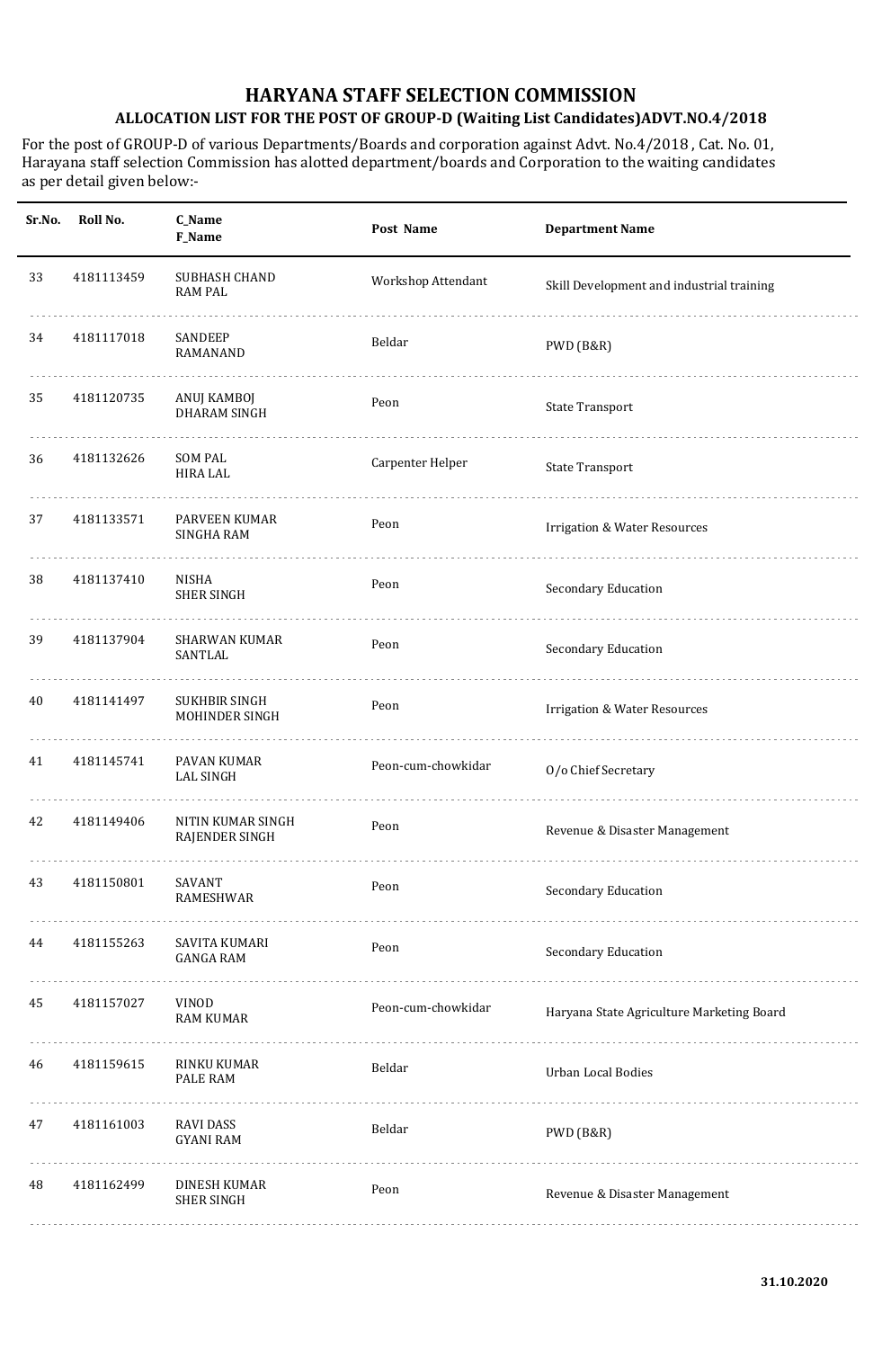# HARYANA STAFF SELECTION COMMISSION

## ALLOCATION LIST FOR THE POST OF GROUP-D (Waiting List Candidates)ADVT.NO.4/2018

For the post of GROUP-D of various Departments/Boards and corporation against Advt. No.4/2018 , Cat. No. 01, Harayana staff selection Commission has alotted department/boards and Corporation to the waiting candidates as per detail given below:-

| Sr.No. | Roll No. | C_Name<br>F_Name | Post Name | Department Name |
|---|---|---|---|---|
| 33 | 4181113459 | SUBHASH CHAND<br>RAM PAL | Workshop Attendant | Skill Development and industrial training |
| 34 | 4181117018 | SANDEEP<br>RAMANAND | Beldar | PWD (B&R) |
| 35 | 4181120735 | ANUJ KAMBOJ<br>DHARAM SINGH | Peon | State Transport |
| 36 | 4181132626 | SOM PAL<br>HIRA LAL | Carpenter Helper | State Transport |
| 37 | 4181133571 | PARVEEN KUMAR<br>SINGHA RAM | Peon | Irrigation & Water Resources |
| 38 | 4181137410 | NISHA<br>SHER SINGH | Peon | Secondary Education |
| 39 | 4181137904 | SHARWAN KUMAR<br>SANTLAL | Peon | Secondary Education |
| 40 | 4181141497 | SUKHBIR SINGH<br>MOHINDER SINGH | Peon | Irrigation & Water Resources |
| 41 | 4181145741 | PAVAN KUMAR<br>LAL SINGH | Peon-cum-chowkidar | O/o Chief Secretary |
| 42 | 4181149406 | NITIN KUMAR SINGH<br>RAJENDER SINGH | Peon | Revenue & Disaster Management |
| 43 | 4181150801 | SAVANT<br>RAMESHWAR | Peon | Secondary Education |
| 44 | 4181155263 | SAVITA KUMARI<br>GANGA RAM | Peon | Secondary Education |
| 45 | 4181157027 | VINOD<br>RAM KUMAR | Peon-cum-chowkidar | Haryana State Agriculture Marketing Board |
| 46 | 4181159615 | RINKU KUMAR<br>PALE RAM | Beldar | Urban Local Bodies |
| 47 | 4181161003 | RAVI DASS<br>GYANI RAM | Beldar | PWD (B&R) |
| 48 | 4181162499 | DINESH KUMAR<br>SHER SINGH | Peon | Revenue & Disaster Management |

31.10.2020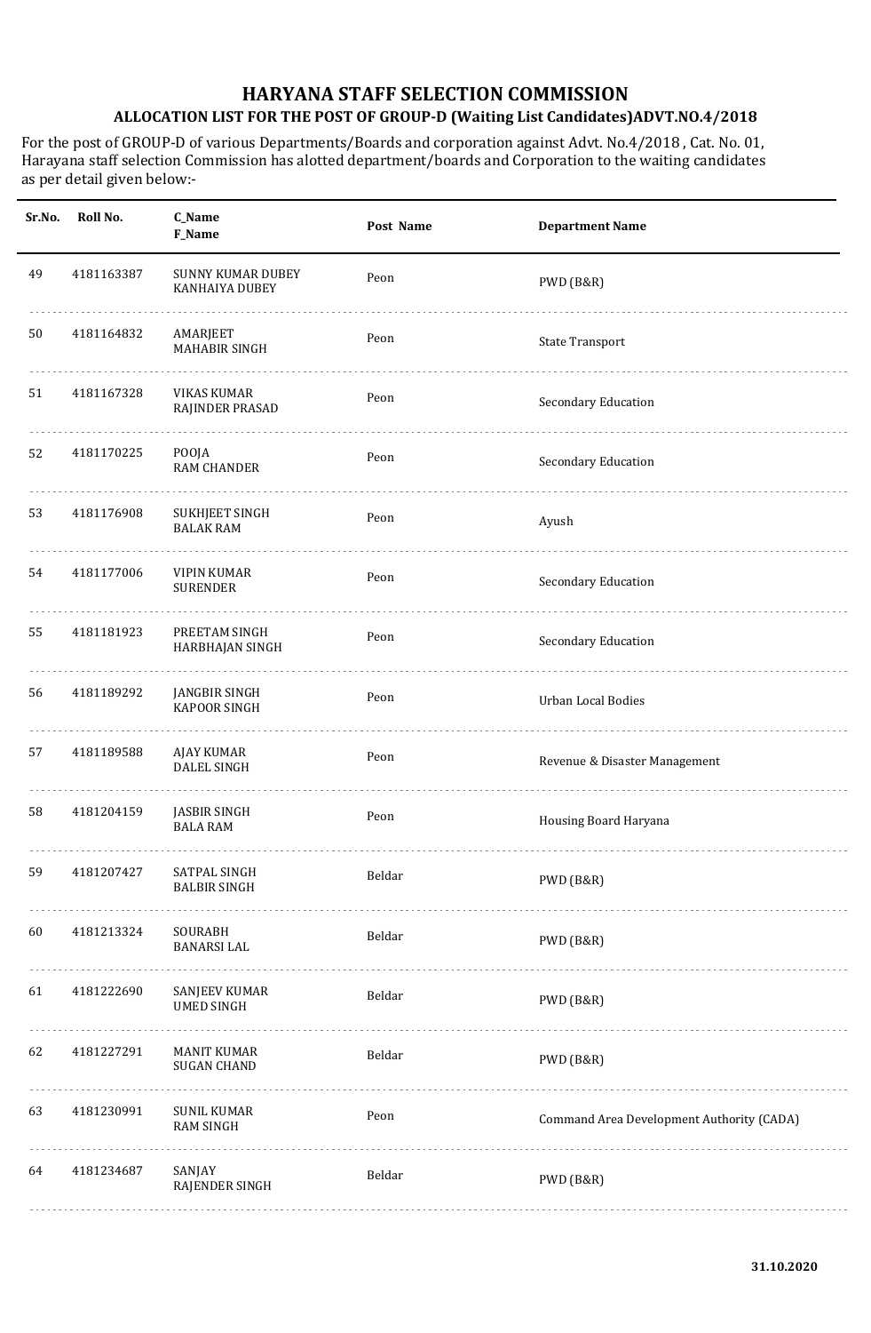# HARYANA STAFF SELECTION COMMISSION

## ALLOCATION LIST FOR THE POST OF GROUP-D (Waiting List Candidates)ADVT.NO.4/2018

For the post of GROUP-D of various Departments/Boards and corporation against Advt. No.4/2018 , Cat. No. 01, Harayana staff selection Commission has alotted department/boards and Corporation to the waiting candidates as per detail given below:-

| Sr.No. | Roll No. | C_Name<br>F_Name | Post Name | Department Name |
|---|---|---|---|---|
| 49 | 4181163387 | SUNNY KUMAR DUBEY<br>KANHAIYA DUBEY | Peon | PWD (B&R) |
| 50 | 4181164832 | AMARJEET<br>MAHABIR SINGH | Peon | State Transport |
| 51 | 4181167328 | VIKAS KUMAR<br>RAJINDER PRASAD | Peon | Secondary Education |
| 52 | 4181170225 | POOJA<br>RAM CHANDER | Peon | Secondary Education |
| 53 | 4181176908 | SUKHJEET SINGH<br>BALAK RAM | Peon | Ayush |
| 54 | 4181177006 | VIPIN KUMAR<br>SURENDER | Peon | Secondary Education |
| 55 | 4181181923 | PREETAM SINGH<br>HARBHAJAN SINGH | Peon | Secondary Education |
| 56 | 4181189292 | JANGBIR SINGH<br>KAPOOR SINGH | Peon | Urban Local Bodies |
| 57 | 4181189588 | AJAY KUMAR<br>DALEL SINGH | Peon | Revenue & Disaster Management |
| 58 | 4181204159 | JASBIR SINGH<br>BALA RAM | Peon | Housing Board Haryana |
| 59 | 4181207427 | SATPAL SINGH<br>BALBIR SINGH | Beldar | PWD (B&R) |
| 60 | 4181213324 | SOURABH<br>BANARSI LAL | Beldar | PWD (B&R) |
| 61 | 4181222690 | SANJEEV KUMAR<br>UMED SINGH | Beldar | PWD (B&R) |
| 62 | 4181227291 | MANIT KUMAR<br>SUGAN CHAND | Beldar | PWD (B&R) |
| 63 | 4181230991 | SUNIL KUMAR<br>RAM SINGH | Peon | Command Area Development Authority (CADA) |
| 64 | 4181234687 | SANJAY<br>RAJENDER SINGH | Beldar | PWD (B&R) |

31.10.2020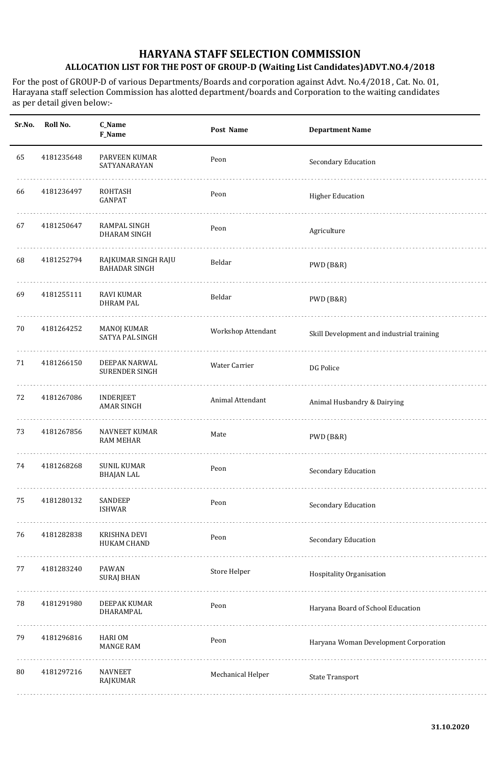# HARYANA STAFF SELECTION COMMISSION

## ALLOCATION LIST FOR THE POST OF GROUP-D (Waiting List Candidates)ADVT.NO.4/2018

For the post of GROUP-D of various Departments/Boards and corporation against Advt. No.4/2018 , Cat. No. 01, Harayana staff selection Commission has alotted department/boards and Corporation to the waiting candidates as per detail given below:-

| Sr.No. | Roll No. | C_Name F_Name | Post Name | Department Name |
|---|---|---|---|---|
| 65 | 4181235648 | PARVEEN KUMAR SATYANARAYAN | Peon | Secondary Education |
| 66 | 4181236497 | ROHTASH GANPAT | Peon | Higher Education |
| 67 | 4181250647 | RAMPAL SINGH DHARAM SINGH | Peon | Agriculture |
| 68 | 4181252794 | RAJKUMAR SINGH RAJU BAHADAR SINGH | Beldar | PWD (B&R) |
| 69 | 4181255111 | RAVI KUMAR DHRAM PAL | Beldar | PWD (B&R) |
| 70 | 4181264252 | MANOJ KUMAR SATYA PAL SINGH | Workshop Attendant | Skill Development and industrial training |
| 71 | 4181266150 | DEEPAK NARWAL SURENDER SINGH | Water Carrier | DG Police |
| 72 | 4181267086 | INDERJEET AMAR SINGH | Animal Attendant | Animal Husbandry & Dairying |
| 73 | 4181267856 | NAVNEET KUMAR RAM MEHAR | Mate | PWD (B&R) |
| 74 | 4181268268 | SUNIL KUMAR BHAJAN LAL | Peon | Secondary Education |
| 75 | 4181280132 | SANDEEP ISHWAR | Peon | Secondary Education |
| 76 | 4181282838 | KRISHNA DEVI HUKAM CHAND | Peon | Secondary Education |
| 77 | 4181283240 | PAWAN SURAJ BHAN | Store Helper | Hospitality Organisation |
| 78 | 4181291980 | DEEPAK KUMAR DHARAMPAL | Peon | Haryana Board of School Education |
| 79 | 4181296816 | HARI OM MANGE RAM | Peon | Haryana Woman Development Corporation |
| 80 | 4181297216 | NAVNEET RAJKUMAR | Mechanical Helper | State Transport |

31.10.2020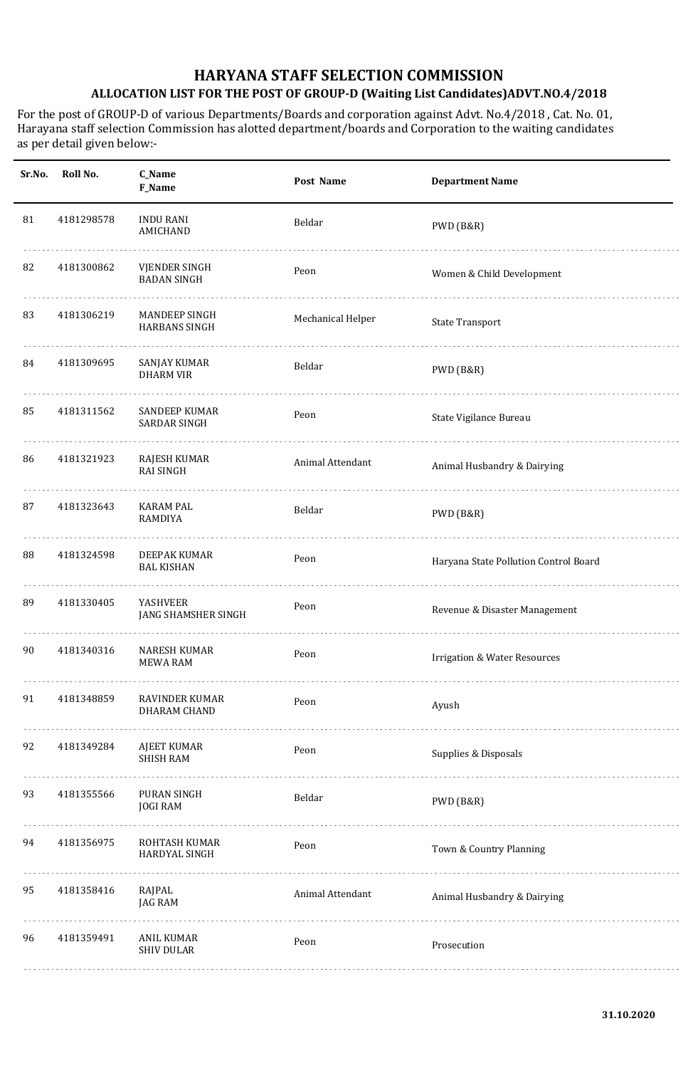# HARYANA STAFF SELECTION COMMISSION

## ALLOCATION LIST FOR THE POST OF GROUP-D (Waiting List Candidates)ADVT.NO.4/2018

For the post of GROUP-D of various Departments/Boards and corporation against Advt. No.4/2018 , Cat. No. 01, Harayana staff selection Commission has alotted department/boards and Corporation to the waiting candidates as per detail given below:-

| Sr.No. | Roll No. | C_Name<br>F_Name | Post Name | Department Name |
|---|---|---|---|---|
| 81 | 4181298578 | INDU RANI<br>AMICHAND | Beldar | PWD (B&R) |
| 82 | 4181300862 | VJENDER SINGH<br>BADAN SINGH | Peon | Women & Child Development |
| 83 | 4181306219 | MANDEEP SINGH<br>HARBANS SINGH | Mechanical Helper | State Transport |
| 84 | 4181309695 | SANJAY KUMAR<br>DHARM VIR | Beldar | PWD (B&R) |
| 85 | 4181311562 | SANDEEP KUMAR<br>SARDAR SINGH | Peon | State Vigilance Bureau |
| 86 | 4181321923 | RAJESH KUMAR<br>RAI SINGH | Animal Attendant | Animal Husbandry & Dairying |
| 87 | 4181323643 | KARAM PAL<br>RAMDIYA | Beldar | PWD (B&R) |
| 88 | 4181324598 | DEEPAK KUMAR<br>BAL KISHAN | Peon | Haryana State Pollution Control Board |
| 89 | 4181330405 | YASHVEER<br>JANG SHAMSHER SINGH | Peon | Revenue & Disaster Management |
| 90 | 4181340316 | NARESH KUMAR<br>MEWA RAM | Peon | Irrigation & Water Resources |
| 91 | 4181348859 | RAVINDER KUMAR<br>DHARAM CHAND | Peon | Ayush |
| 92 | 4181349284 | AJEET KUMAR<br>SHISH RAM | Peon | Supplies & Disposals |
| 93 | 4181355566 | PURAN SINGH<br>JOGI RAM | Beldar | PWD (B&R) |
| 94 | 4181356975 | ROHTASH KUMAR<br>HARDYAL SINGH | Peon | Town & Country Planning |
| 95 | 4181358416 | RAJPAL<br>JAG RAM | Animal Attendant | Animal Husbandry & Dairying |
| 96 | 4181359491 | ANIL KUMAR<br>SHIV DULAR | Peon | Prosecution |

31.10.2020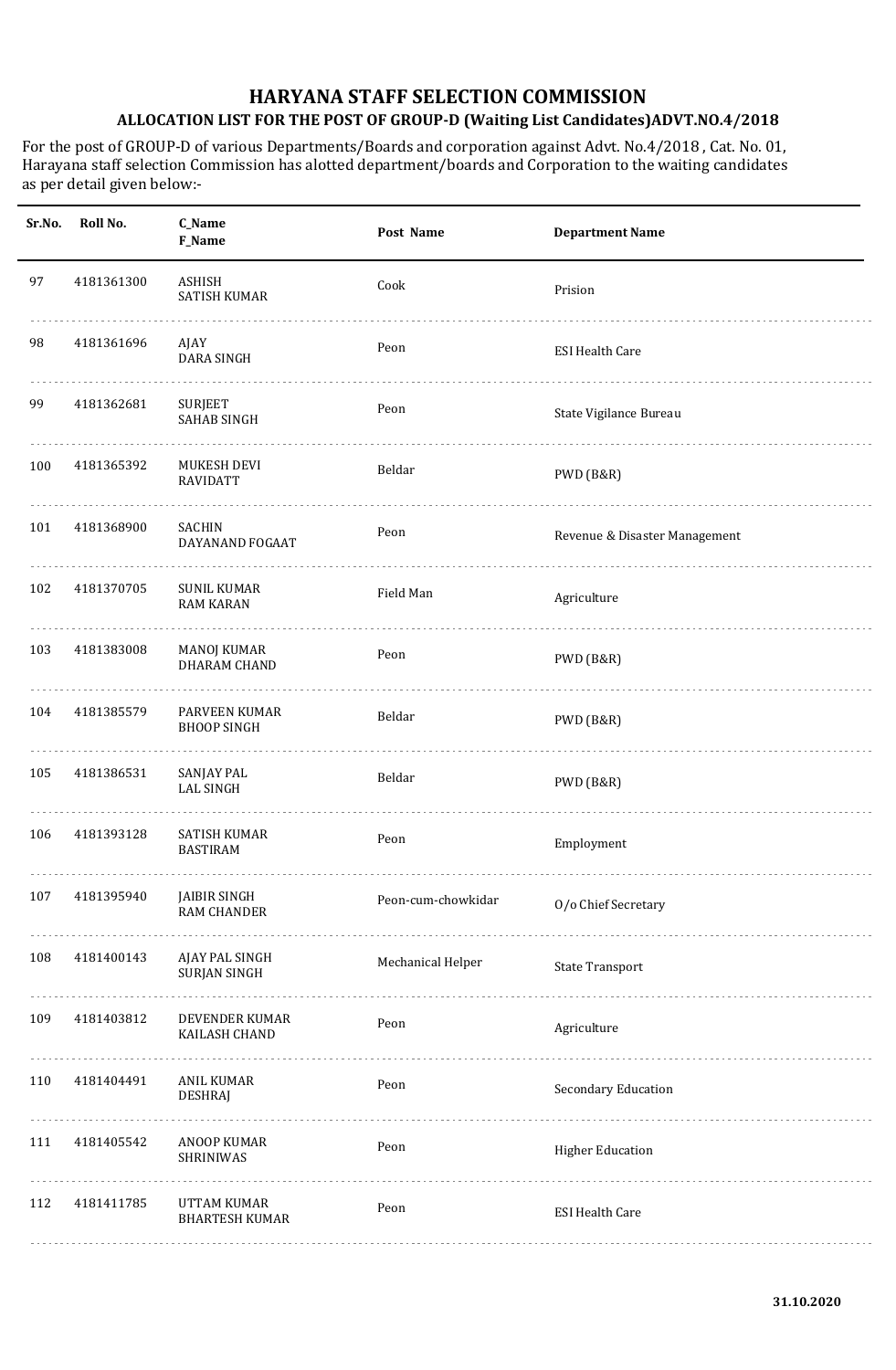# HARYANA STAFF SELECTION COMMISSION

## ALLOCATION LIST FOR THE POST OF GROUP-D (Waiting List Candidates)ADVT.NO.4/2018

For the post of GROUP-D of various Departments/Boards and corporation against Advt. No.4/2018 , Cat. No. 01, Harayana staff selection Commission has alotted department/boards and Corporation to the waiting candidates as per detail given below:-

| Sr.No. | Roll No. | C_Name F_Name | Post Name | Department Name |
|---|---|---|---|---|
| 97 | 4181361300 | ASHISH SATISH KUMAR | Cook | Prision |
| 98 | 4181361696 | AJAY DARA SINGH | Peon | ESI Health Care |
| 99 | 4181362681 | SURJEET SAHAB SINGH | Peon | State Vigilance Bureau |
| 100 | 4181365392 | MUKESH DEVI RAVIDATT | Beldar | PWD (B&R) |
| 101 | 4181368900 | SACHIN DAYANAND FOGAAT | Peon | Revenue & Disaster Management |
| 102 | 4181370705 | SUNIL KUMAR RAM KARAN | Field Man | Agriculture |
| 103 | 4181383008 | MANOJ KUMAR DHARAM CHAND | Peon | PWD (B&R) |
| 104 | 4181385579 | PARVEEN KUMAR BHOOP SINGH | Beldar | PWD (B&R) |
| 105 | 4181386531 | SANJAY PAL LAL SINGH | Beldar | PWD (B&R) |
| 106 | 4181393128 | SATISH KUMAR BASTIRAM | Peon | Employment |
| 107 | 4181395940 | JAIBIR SINGH RAM CHANDER | Peon-cum-chowkidar | O/o Chief Secretary |
| 108 | 4181400143 | AJAY PAL SINGH SURJAN SINGH | Mechanical Helper | State Transport |
| 109 | 4181403812 | DEVENDER KUMAR KAILASH CHAND | Peon | Agriculture |
| 110 | 4181404491 | ANIL KUMAR DESHRAJ | Peon | Secondary Education |
| 111 | 4181405542 | ANOOP KUMAR SHRINIWAS | Peon | Higher Education |
| 112 | 4181411785 | UTTAM KUMAR BHARTESH KUMAR | Peon | ESI Health Care |

31.10.2020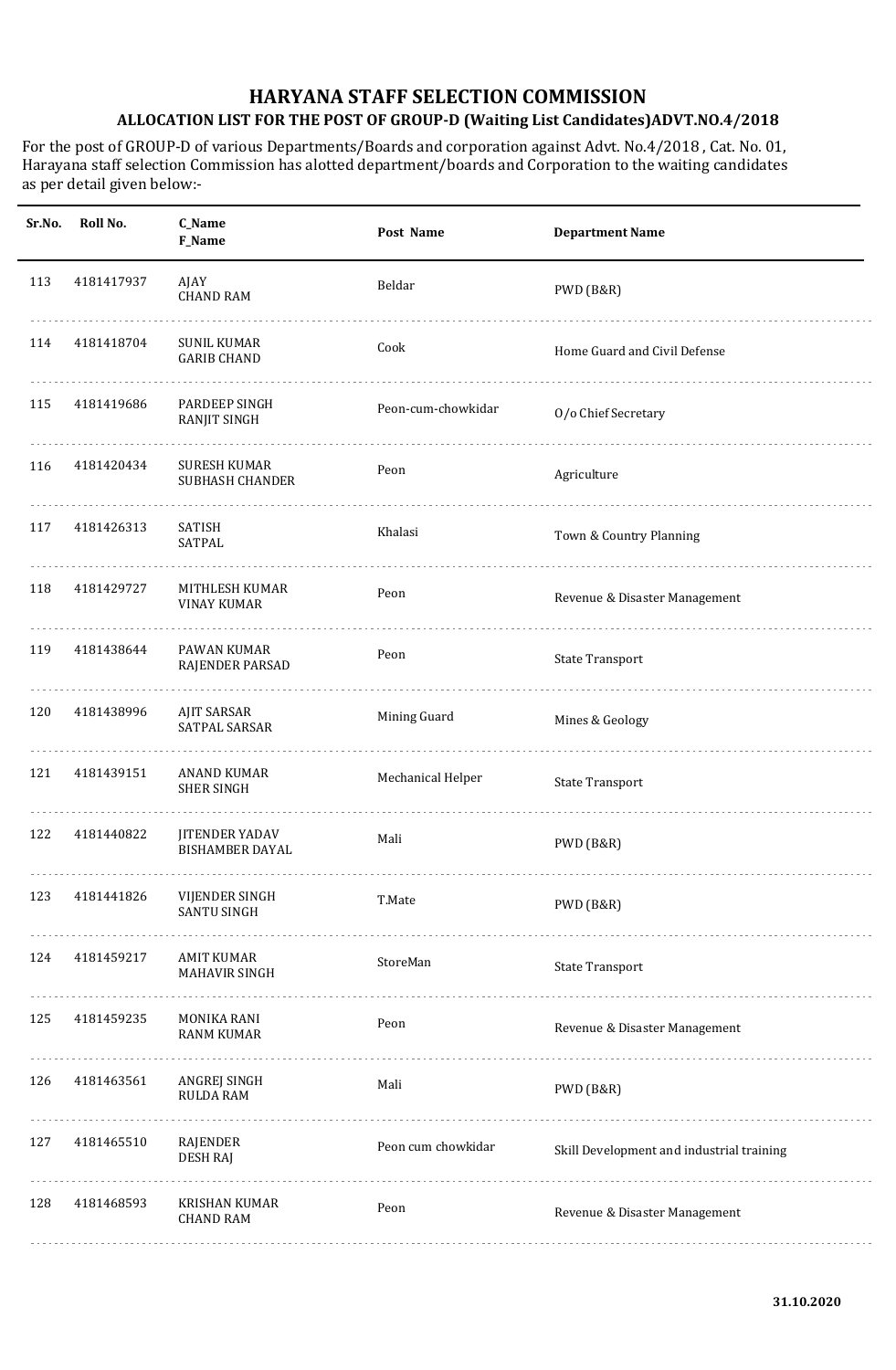# HARYANA STAFF SELECTION COMMISSION

## ALLOCATION LIST FOR THE POST OF GROUP-D (Waiting List Candidates)ADVT.NO.4/2018

For the post of GROUP-D of various Departments/Boards and corporation against Advt. No.4/2018 , Cat. No. 01, Harayana staff selection Commission has alotted department/boards and Corporation to the waiting candidates as per detail given below:-

| Sr.No. | Roll No. | C_Name F_Name | Post Name | Department Name |
|---|---|---|---|---|
| 113 | 4181417937 | AJAY CHAND RAM | Beldar | PWD (B&R) |
| 114 | 4181418704 | SUNIL KUMAR GARIB CHAND | Cook | Home Guard and Civil Defense |
| 115 | 4181419686 | PARDEEP SINGH RANJIT SINGH | Peon-cum-chowkidar | O/o Chief Secretary |
| 116 | 4181420434 | SURESH KUMAR SUBHASH CHANDER | Peon | Agriculture |
| 117 | 4181426313 | SATISH SATPAL | Khalasi | Town & Country Planning |
| 118 | 4181429727 | MITHLESH KUMAR VINAY KUMAR | Peon | Revenue & Disaster Management |
| 119 | 4181438644 | PAWAN KUMAR RAJENDER PARSAD | Peon | State Transport |
| 120 | 4181438996 | AJIT SARSAR SATPAL SARSAR | Mining Guard | Mines & Geology |
| 121 | 4181439151 | ANAND KUMAR SHER SINGH | Mechanical Helper | State Transport |
| 122 | 4181440822 | JITENDER YADAV BISHAMBER DAYAL | Mali | PWD (B&R) |
| 123 | 4181441826 | VIJENDER SINGH SANTU SINGH | T.Mate | PWD (B&R) |
| 124 | 4181459217 | AMIT KUMAR MAHAVIR SINGH | StoreMan | State Transport |
| 125 | 4181459235 | MONIKA RANI RANM KUMAR | Peon | Revenue & Disaster Management |
| 126 | 4181463561 | ANGREJ SINGH RULDA RAM | Mali | PWD (B&R) |
| 127 | 4181465510 | RAJENDER DESH RAJ | Peon cum chowkidar | Skill Development and industrial training |
| 128 | 4181468593 | KRISHAN KUMAR CHAND RAM | Peon | Revenue & Disaster Management |

31.10.2020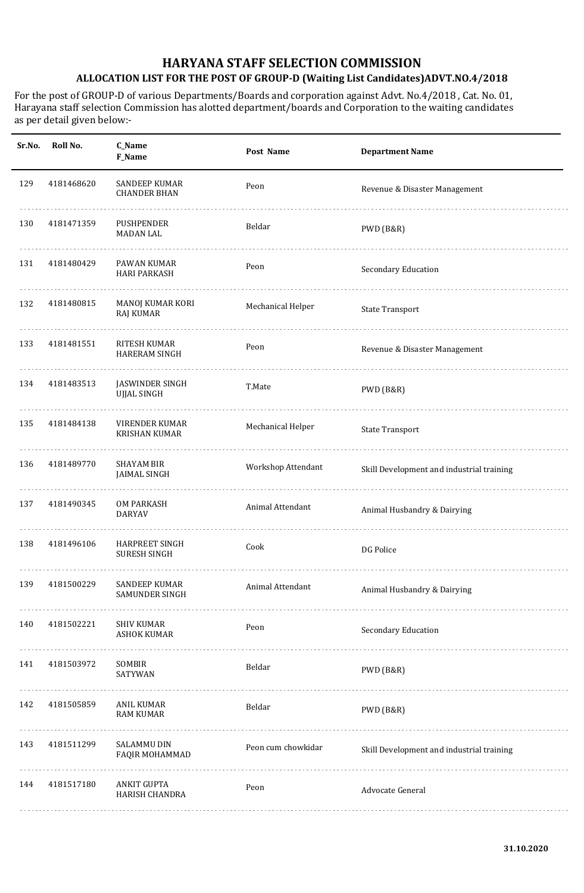# HARYANA STAFF SELECTION COMMISSION

## ALLOCATION LIST FOR THE POST OF GROUP-D (Waiting List Candidates)ADVT.NO.4/2018

For the post of GROUP-D of various Departments/Boards and corporation against Advt. No.4/2018 , Cat. No. 01, Harayana staff selection Commission has alotted department/boards and Corporation to the waiting candidates as per detail given below:-

| Sr.No. | Roll No. | C_Name<br>F_Name | Post Name | Department Name |
|---|---|---|---|---|
| 129 | 4181468620 | SANDEEP KUMAR<br>CHANDER BHAN | Peon | Revenue & Disaster Management |
| 130 | 4181471359 | PUSHPENDER<br>MADAN LAL | Beldar | PWD (B&R) |
| 131 | 4181480429 | PAWAN KUMAR<br>HARI PARKASH | Peon | Secondary Education |
| 132 | 4181480815 | MANOJ KUMAR KORI<br>RAJ KUMAR | Mechanical Helper | State Transport |
| 133 | 4181481551 | RITESH KUMAR<br>HARERAM SINGH | Peon | Revenue & Disaster Management |
| 134 | 4181483513 | JASWINDER SINGH<br>UJJAL SINGH | T.Mate | PWD (B&R) |
| 135 | 4181484138 | VIRENDER KUMAR<br>KRISHAN KUMAR | Mechanical Helper | State Transport |
| 136 | 4181489770 | SHAYAM BIR<br>JAIMAL SINGH | Workshop Attendant | Skill Development and industrial training |
| 137 | 4181490345 | OM PARKASH<br>DARYAV | Animal Attendant | Animal Husbandry & Dairying |
| 138 | 4181496106 | HARPREET SINGH<br>SURESH SINGH | Cook | DG Police |
| 139 | 4181500229 | SANDEEP KUMAR<br>SAMUNDER SINGH | Animal Attendant | Animal Husbandry & Dairying |
| 140 | 4181502221 | SHIV KUMAR<br>ASHOK KUMAR | Peon | Secondary Education |
| 141 | 4181503972 | SOMBIR<br>SATYWAN | Beldar | PWD (B&R) |
| 142 | 4181505859 | ANIL KUMAR<br>RAM KUMAR | Beldar | PWD (B&R) |
| 143 | 4181511299 | SALAMMU DIN<br>FAQIR MOHAMMAD | Peon cum chowkidar | Skill Development and industrial training |
| 144 | 4181517180 | ANKIT GUPTA<br>HARISH CHANDRA | Peon | Advocate General |

31.10.2020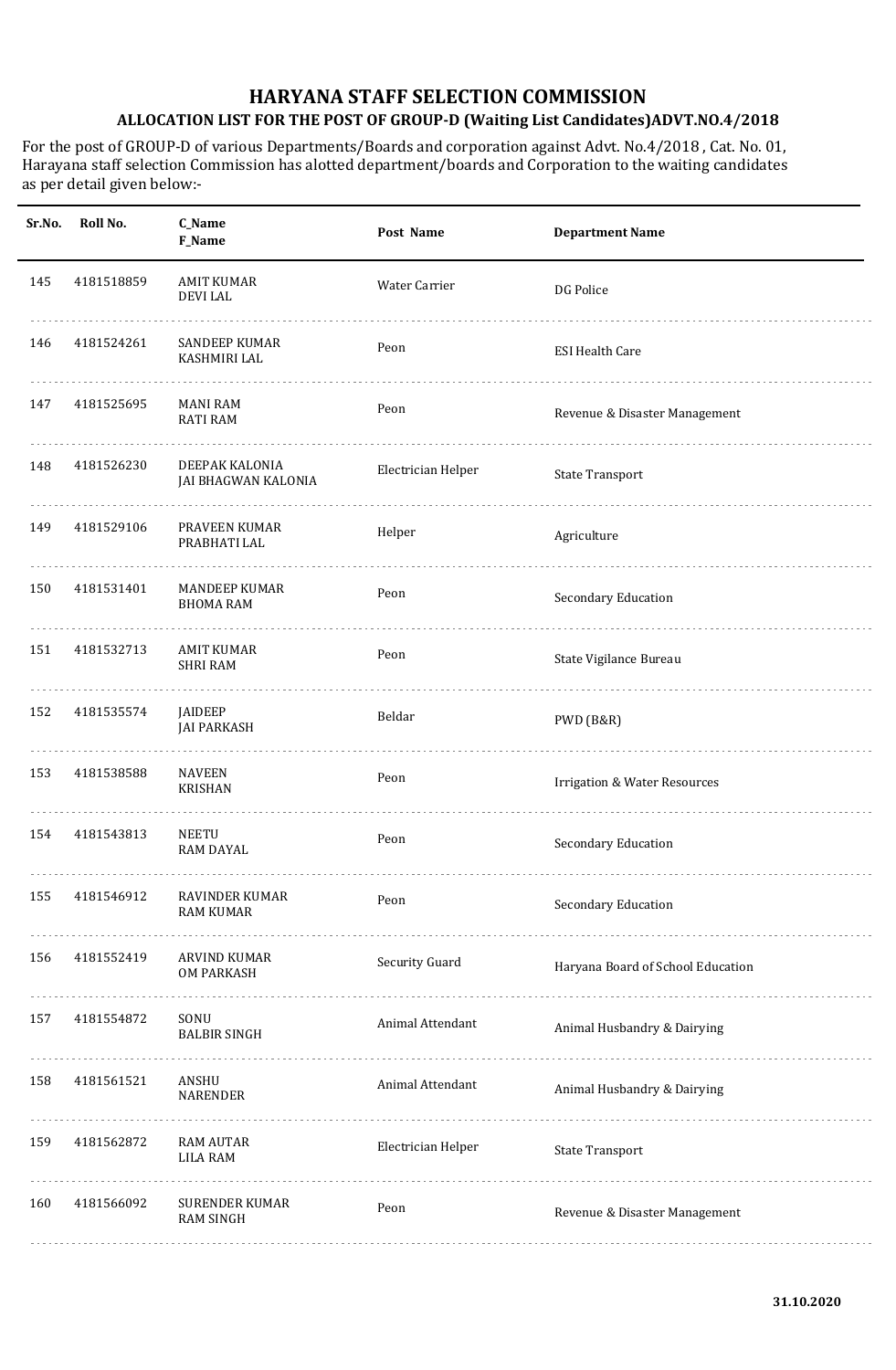# HARYANA STAFF SELECTION COMMISSION

## ALLOCATION LIST FOR THE POST OF GROUP-D (Waiting List Candidates)ADVT.NO.4/2018

For the post of GROUP-D of various Departments/Boards and corporation against Advt. No.4/2018 , Cat. No. 01, Harayana staff selection Commission has alotted department/boards and Corporation to the waiting candidates as per detail given below:-

| Sr.No. | Roll No. | C_Name<br>F_Name | Post Name | Department Name |
|---|---|---|---|---|
| 145 | 4181518859 | AMIT KUMAR<br>DEVI LAL | Water Carrier | DG Police |
| 146 | 4181524261 | SANDEEP KUMAR<br>KASHMIRI LAL | Peon | ESI Health Care |
| 147 | 4181525695 | MANI RAM<br>RATI RAM | Peon | Revenue & Disaster Management |
| 148 | 4181526230 | DEEPAK KALONIA<br>JAI BHAGWAN KALONIA | Electrician Helper | State Transport |
| 149 | 4181529106 | PRAVEEN KUMAR<br>PRABHATI LAL | Helper | Agriculture |
| 150 | 4181531401 | MANDEEP KUMAR<br>BHOMA RAM | Peon | Secondary Education |
| 151 | 4181532713 | AMIT KUMAR<br>SHRI RAM | Peon | State Vigilance Bureau |
| 152 | 4181535574 | JAIDEEP<br>JAI PARKASH | Beldar | PWD (B&R) |
| 153 | 4181538588 | NAVEEN<br>KRISHAN | Peon | Irrigation & Water Resources |
| 154 | 4181543813 | NEETU<br>RAM DAYAL | Peon | Secondary Education |
| 155 | 4181546912 | RAVINDER KUMAR<br>RAM KUMAR | Peon | Secondary Education |
| 156 | 4181552419 | ARVIND KUMAR<br>OM PARKASH | Security Guard | Haryana Board of School Education |
| 157 | 4181554872 | SONU<br>BALBIR SINGH | Animal Attendant | Animal Husbandry & Dairying |
| 158 | 4181561521 | ANSHU<br>NARENDER | Animal Attendant | Animal Husbandry & Dairying |
| 159 | 4181562872 | RAM AUTAR<br>LILA RAM | Electrician Helper | State Transport |
| 160 | 4181566092 | SURENDER KUMAR<br>RAM SINGH | Peon | Revenue & Disaster Management |

31.10.2020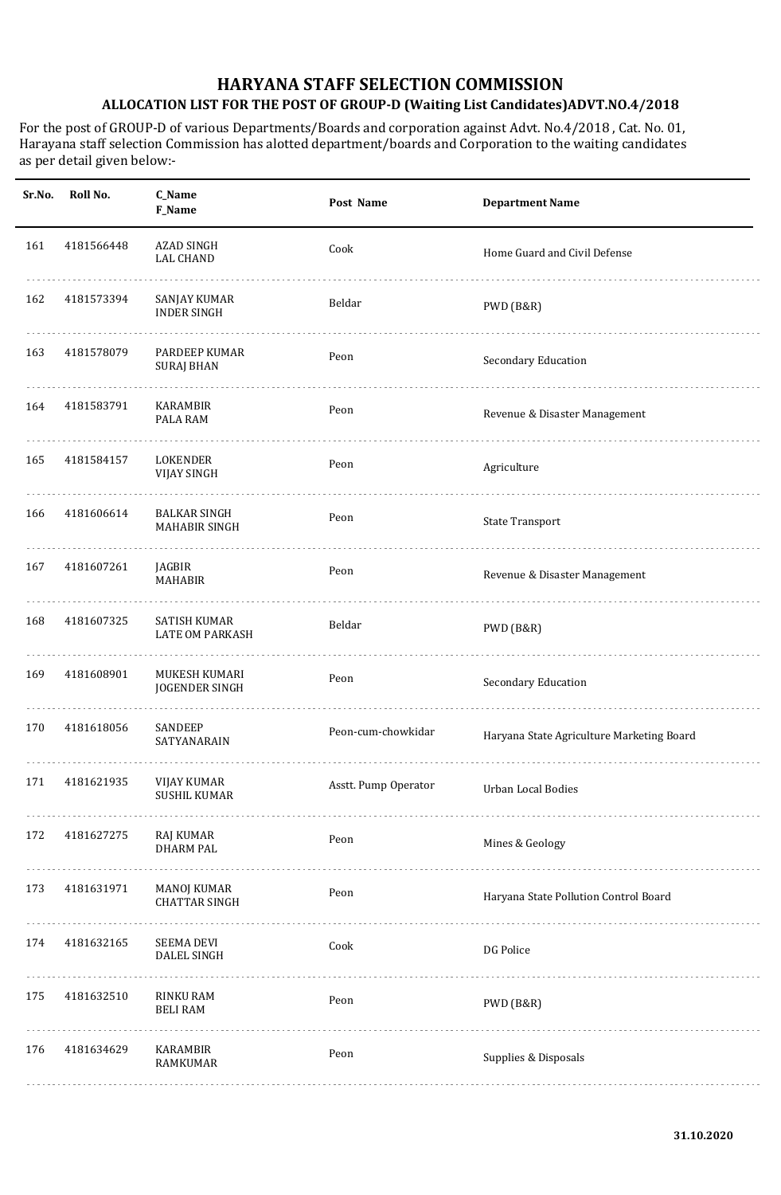# HARYANA STAFF SELECTION COMMISSION

## ALLOCATION LIST FOR THE POST OF GROUP-D (Waiting List Candidates)ADVT.NO.4/2018

For the post of GROUP-D of various Departments/Boards and corporation against Advt. No.4/2018 , Cat. No. 01, Harayana staff selection Commission has alotted department/boards and Corporation to the waiting candidates as per detail given below:-

| Sr.No. | Roll No. | C_Name F_Name | Post Name | Department Name |
|---|---|---|---|---|
| 161 | 4181566448 | AZAD SINGH LAL CHAND | Cook | Home Guard and Civil Defense |
| 162 | 4181573394 | SANJAY KUMAR INDER SINGH | Beldar | PWD (B&R) |
| 163 | 4181578079 | PARDEEP KUMAR SURAJ BHAN | Peon | Secondary Education |
| 164 | 4181583791 | KARAMBIR PALA RAM | Peon | Revenue & Disaster Management |
| 165 | 4181584157 | LOKENDER VIJAY SINGH | Peon | Agriculture |
| 166 | 4181606614 | BALKAR SINGH MAHABIR SINGH | Peon | State Transport |
| 167 | 4181607261 | JAGBIR MAHABIR | Peon | Revenue & Disaster Management |
| 168 | 4181607325 | SATISH KUMAR LATE OM PARKASH | Beldar | PWD (B&R) |
| 169 | 4181608901 | MUKESH KUMARI JOGENDER SINGH | Peon | Secondary Education |
| 170 | 4181618056 | SANDEEP SATYANARAIN | Peon-cum-chowkidar | Haryana State Agriculture Marketing Board |
| 171 | 4181621935 | VIJAY KUMAR SUSHIL KUMAR | Asstt. Pump Operator | Urban Local Bodies |
| 172 | 4181627275 | RAJ KUMAR DHARM PAL | Peon | Mines & Geology |
| 173 | 4181631971 | MANOJ KUMAR CHATTAR SINGH | Peon | Haryana State Pollution Control Board |
| 174 | 4181632165 | SEEMA DEVI DALEL SINGH | Cook | DG Police |
| 175 | 4181632510 | RINKU RAM BELI RAM | Peon | PWD (B&R) |
| 176 | 4181634629 | KARAMBIR RAMKUMAR | Peon | Supplies & Disposals |

31.10.2020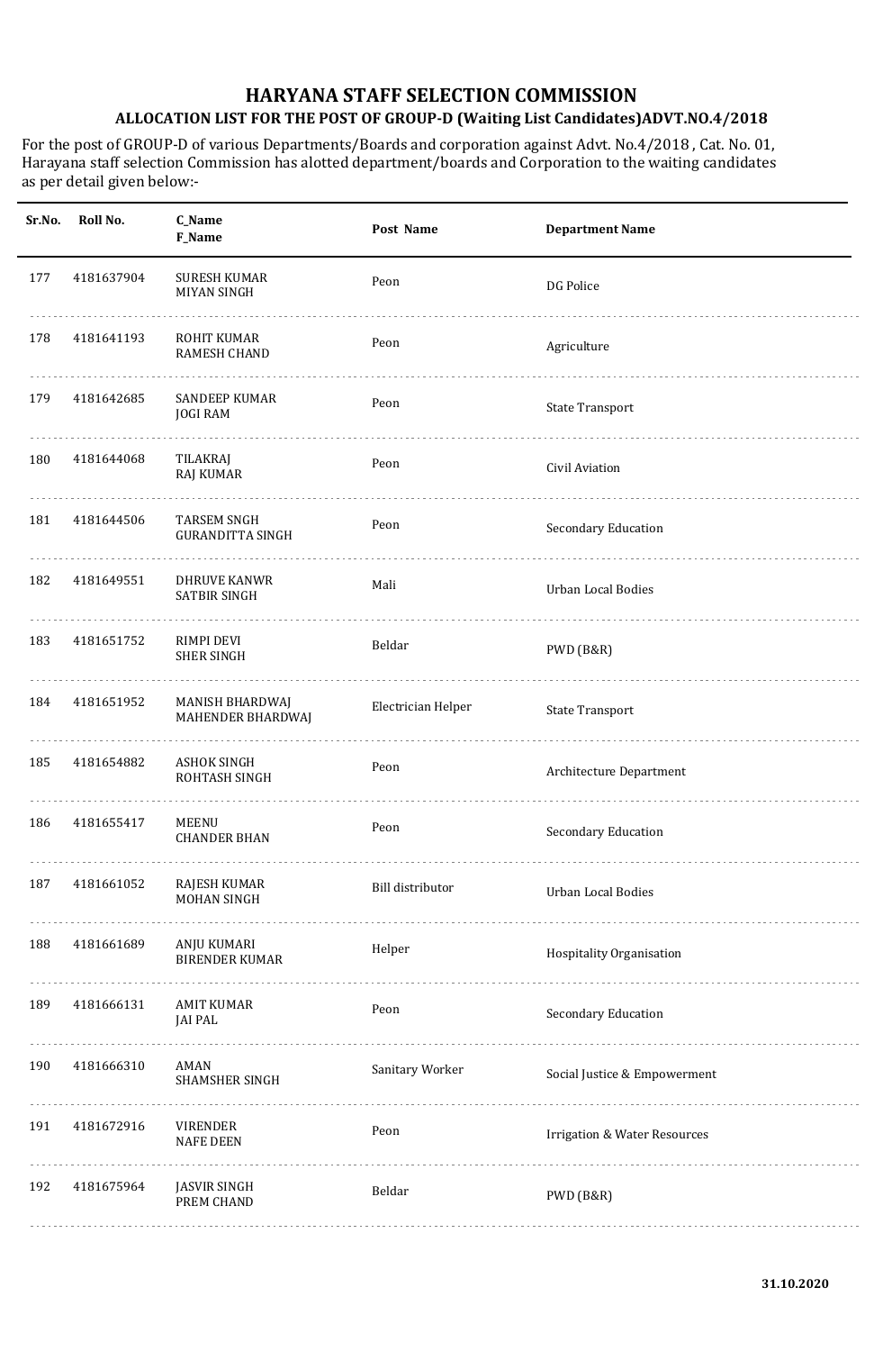# HARYANA STAFF SELECTION COMMISSION

## ALLOCATION LIST FOR THE POST OF GROUP-D (Waiting List Candidates)ADVT.NO.4/2018

For the post of GROUP-D of various Departments/Boards and corporation against Advt. No.4/2018 , Cat. No. 01, Harayana staff selection Commission has alotted department/boards and Corporation to the waiting candidates as per detail given below:-

| Sr.No. | Roll No. | C_Name F_Name | Post Name | Department Name |
|---|---|---|---|---|
| 177 | 4181637904 | SURESH KUMAR MIYAN SINGH | Peon | DG Police |
| 178 | 4181641193 | ROHIT KUMAR RAMESH CHAND | Peon | Agriculture |
| 179 | 4181642685 | SANDEEP KUMAR JOGI RAM | Peon | State Transport |
| 180 | 4181644068 | TILAKRAJ RAJ KUMAR | Peon | Civil Aviation |
| 181 | 4181644506 | TARSEM SNGH GURANDITTA SINGH | Peon | Secondary Education |
| 182 | 4181649551 | DHRUVE KANWR SATBIR SINGH | Mali | Urban Local Bodies |
| 183 | 4181651752 | RIMPI DEVI SHER SINGH | Beldar | PWD (B&R) |
| 184 | 4181651952 | MANISH BHARDWAJ MAHENDER BHARDWAJ | Electrician Helper | State Transport |
| 185 | 4181654882 | ASHOK SINGH ROHTASH SINGH | Peon | Architecture Department |
| 186 | 4181655417 | MEENU CHANDER BHAN | Peon | Secondary Education |
| 187 | 4181661052 | RAJESH KUMAR MOHAN SINGH | Bill distributor | Urban Local Bodies |
| 188 | 4181661689 | ANJU KUMARI BIRENDER KUMAR | Helper | Hospitality Organisation |
| 189 | 4181666131 | AMIT KUMAR JAI PAL | Peon | Secondary Education |
| 190 | 4181666310 | AMAN SHAMSHER SINGH | Sanitary Worker | Social Justice & Empowerment |
| 191 | 4181672916 | VIRENDER NAFE DEEN | Peon | Irrigation & Water Resources |
| 192 | 4181675964 | JASVIR SINGH PREM CHAND | Beldar | PWD (B&R) |

**31.10.2020**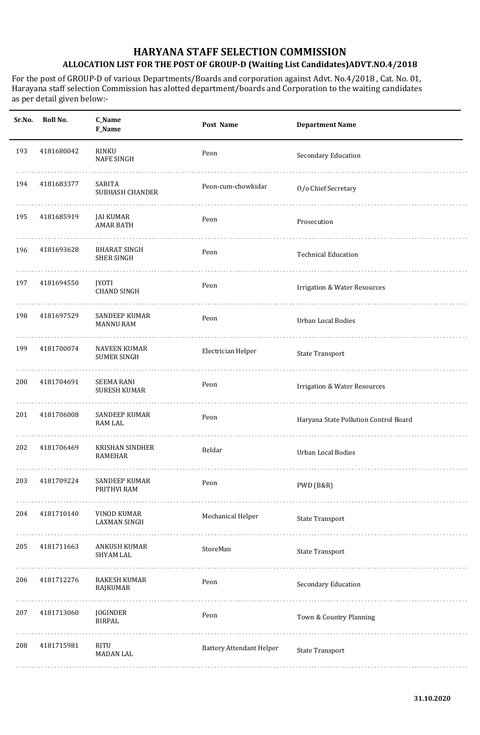# HARYANA STAFF SELECTION COMMISSION

## ALLOCATION LIST FOR THE POST OF GROUP-D (Waiting List Candidates)ADVT.NO.4/2018

For the post of GROUP-D of various Departments/Boards and corporation against Advt. No.4/2018 , Cat. No. 01, Harayana staff selection Commission has alotted department/boards and Corporation to the waiting candidates as per detail given below:-

| Sr.No. | Roll No. | C_Name F_Name | Post Name | Department Name |
|---|---|---|---|---|
| 193 | 4181680042 | RINKU NAFE SINGH | Peon | Secondary Education |
| 194 | 4181683377 | SARITA SUBHASH CHANDER | Peon-cum-chowkidar | O/o Chief Secretary |
| 195 | 4181685919 | JAI KUMAR AMAR BATH | Peon | Prosecution |
| 196 | 4181693628 | BHARAT SINGH SHER SINGH | Peon | Technical Education |
| 197 | 4181694550 | JYOTI CHAND SINGH | Peon | Irrigation & Water Resources |
| 198 | 4181697529 | SANDEEP KUMAR MANNU RAM | Peon | Urban Local Bodies |
| 199 | 4181700074 | NAVEEN KUMAR SUMER SINGH | Electrician Helper | State Transport |
| 200 | 4181704691 | SEEMA RANI SURESH KUMAR | Peon | Irrigation & Water Resources |
| 201 | 4181706008 | SANDEEP KUMAR RAM LAL | Peon | Haryana State Pollution Control Board |
| 202 | 4181706469 | KRISHAN SINDHER RAMEHAR | Beldar | Urban Local Bodies |
| 203 | 4181709224 | SANDEEP KUMAR PRITHVI RAM | Peon | PWD (B&R) |
| 204 | 4181710140 | VINOD KUMAR LAXMAN SINGH | Mechanical Helper | State Transport |
| 205 | 4181711663 | ANKUSH KUMAR SHYAM LAL | StoreMan | State Transport |
| 206 | 4181712276 | RAKESH KUMAR RAJKUMAR | Peon | Secondary Education |
| 207 | 4181713060 | JOGINDER BIRPAL | Peon | Town & Country Planning |
| 208 | 4181715981 | RITU MADAN LAL | Battery Attendant Helper | State Transport |

31.10.2020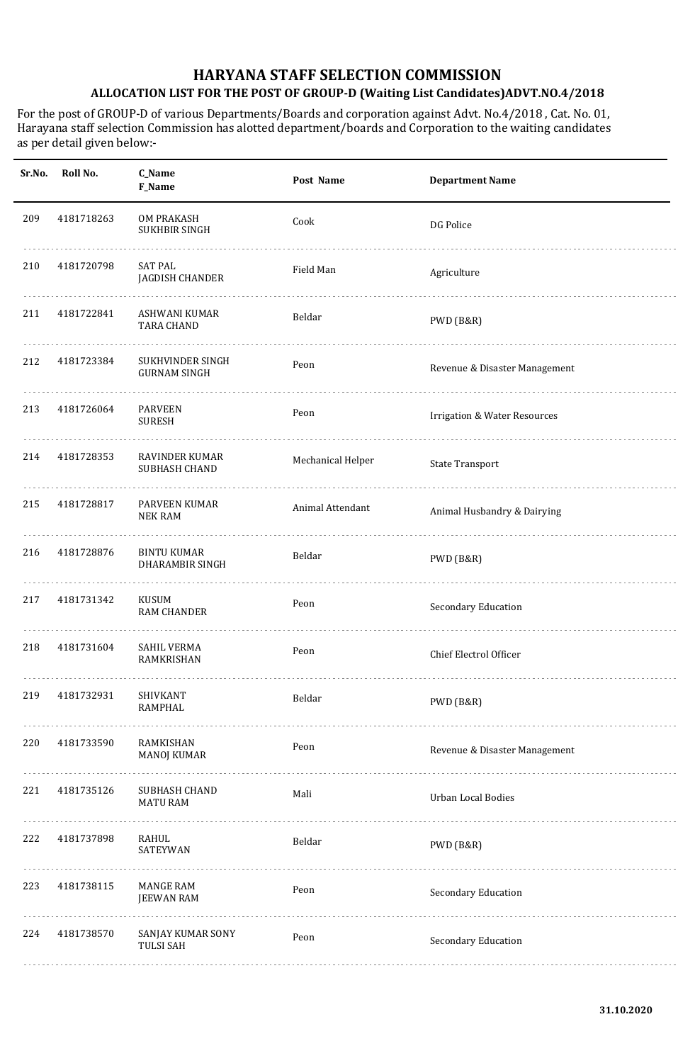# HARYANA STAFF SELECTION COMMISSION

## ALLOCATION LIST FOR THE POST OF GROUP-D (Waiting List Candidates)ADVT.NO.4/2018

For the post of GROUP-D of various Departments/Boards and corporation against Advt. No.4/2018 , Cat. No. 01, Harayana staff selection Commission has alotted department/boards and Corporation to the waiting candidates as per detail given below:-

| Sr.No. | Roll No. | C_Name<br>F_Name | Post Name | Department Name |
|---|---|---|---|---|
| 209 | 4181718263 | OM PRAKASH<br>SUKHBIR SINGH | Cook | DG Police |
| 210 | 4181720798 | SAT PAL<br>JAGDISH CHANDER | Field Man | Agriculture |
| 211 | 4181722841 | ASHWANI KUMAR<br>TARA CHAND | Beldar | PWD (B&R) |
| 212 | 4181723384 | SUKHVINDER SINGH<br>GURNAM SINGH | Peon | Revenue & Disaster Management |
| 213 | 4181726064 | PARVEEN<br>SURESH | Peon | Irrigation & Water Resources |
| 214 | 4181728353 | RAVINDER KUMAR<br>SUBHASH CHAND | Mechanical Helper | State Transport |
| 215 | 4181728817 | PARVEEN KUMAR<br>NEK RAM | Animal Attendant | Animal Husbandry & Dairying |
| 216 | 4181728876 | BINTU KUMAR<br>DHARAMBIR SINGH | Beldar | PWD (B&R) |
| 217 | 4181731342 | KUSUM<br>RAM CHANDER | Peon | Secondary Education |
| 218 | 4181731604 | SAHIL VERMA<br>RAMKRISHAN | Peon | Chief Electrol Officer |
| 219 | 4181732931 | SHIVKANT<br>RAMPHAL | Beldar | PWD (B&R) |
| 220 | 4181733590 | RAMKISHAN<br>MANOJ KUMAR | Peon | Revenue & Disaster Management |
| 221 | 4181735126 | SUBHASH CHAND<br>MATU RAM | Mali | Urban Local Bodies |
| 222 | 4181737898 | RAHUL<br>SATEYWAN | Beldar | PWD (B&R) |
| 223 | 4181738115 | MANGE RAM<br>JEEWAN RAM | Peon | Secondary Education |
| 224 | 4181738570 | SANJAY KUMAR SONY<br>TULSI SAH | Peon | Secondary Education |

**31.10.2020**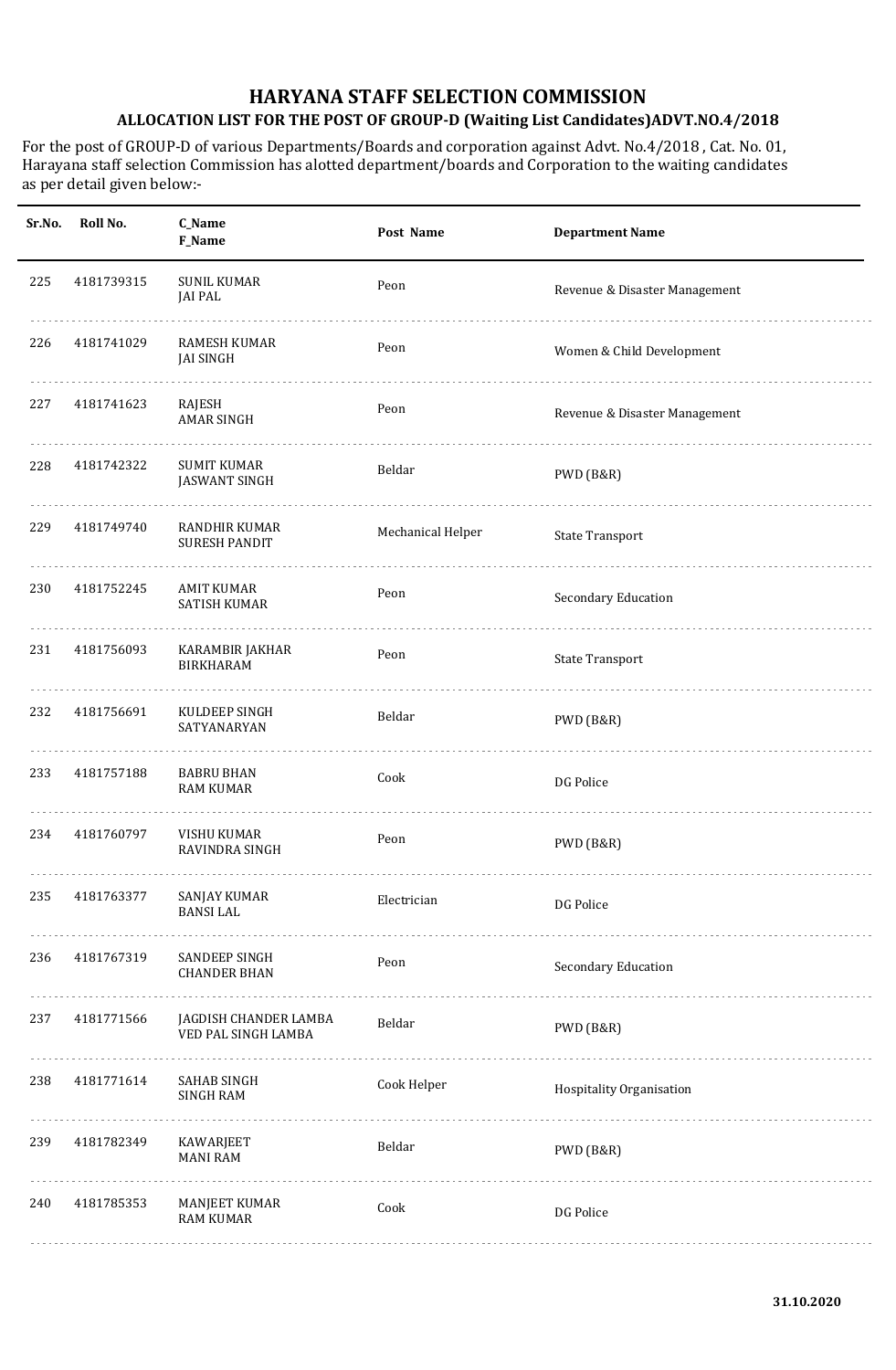# HARYANA STAFF SELECTION COMMISSION

## ALLOCATION LIST FOR THE POST OF GROUP-D (Waiting List Candidates)ADVT.NO.4/2018

For the post of GROUP-D of various Departments/Boards and corporation against Advt. No.4/2018 , Cat. No. 01, Harayana staff selection Commission has alotted department/boards and Corporation to the waiting candidates as per detail given below:-

| Sr.No. | Roll No. | C_Name F_Name | Post Name | Department Name |
|---|---|---|---|---|
| 225 | 4181739315 | SUNIL KUMAR JAI PAL | Peon | Revenue & Disaster Management |
| 226 | 4181741029 | RAMESH KUMAR JAI SINGH | Peon | Women & Child Development |
| 227 | 4181741623 | RAJESH AMAR SINGH | Peon | Revenue & Disaster Management |
| 228 | 4181742322 | SUMIT KUMAR JASWANT SINGH | Beldar | PWD (B&R) |
| 229 | 4181749740 | RANDHIR KUMAR SURESH PANDIT | Mechanical Helper | State Transport |
| 230 | 4181752245 | AMIT KUMAR SATISH KUMAR | Peon | Secondary Education |
| 231 | 4181756093 | KARAMBIR JAKHAR BIRKHARAM | Peon | State Transport |
| 232 | 4181756691 | KULDEEP SINGH SATYANARYAN | Beldar | PWD (B&R) |
| 233 | 4181757188 | BABRU BHAN RAM KUMAR | Cook | DG Police |
| 234 | 4181760797 | VISHU KUMAR RAVINDRA SINGH | Peon | PWD (B&R) |
| 235 | 4181763377 | SANJAY KUMAR BANSI LAL | Electrician | DG Police |
| 236 | 4181767319 | SANDEEP SINGH CHANDER BHAN | Peon | Secondary Education |
| 237 | 4181771566 | JAGDISH CHANDER LAMBA VED PAL SINGH LAMBA | Beldar | PWD (B&R) |
| 238 | 4181771614 | SAHAB SINGH SINGH RAM | Cook Helper | Hospitality Organisation |
| 239 | 4181782349 | KAWARJEET MANI RAM | Beldar | PWD (B&R) |
| 240 | 4181785353 | MANJEET KUMAR RAM KUMAR | Cook | DG Police |

31.10.2020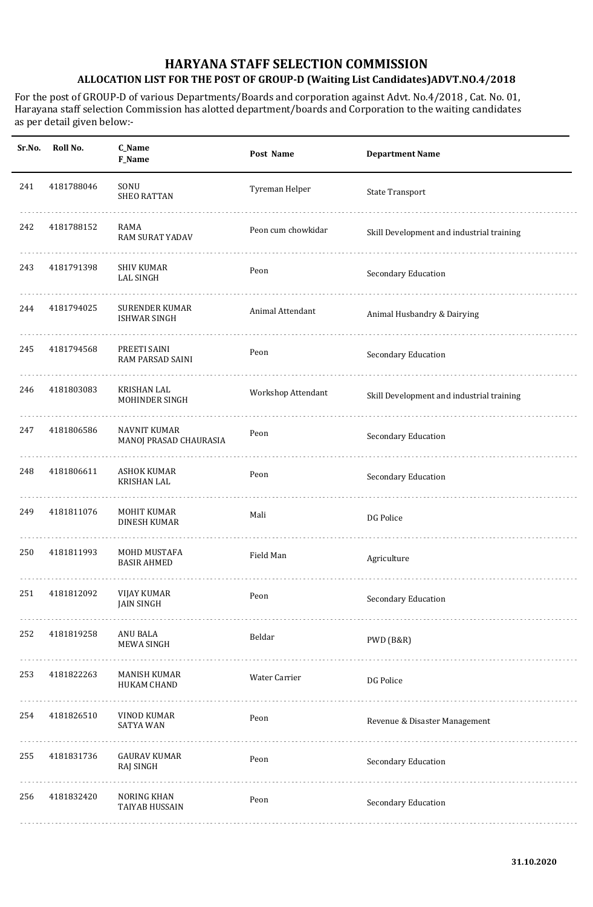# HARYANA STAFF SELECTION COMMISSION

## ALLOCATION LIST FOR THE POST OF GROUP-D (Waiting List Candidates)ADVT.NO.4/2018

For the post of GROUP-D of various Departments/Boards and corporation against Advt. No.4/2018 , Cat. No. 01, Harayana staff selection Commission has alotted department/boards and Corporation to the waiting candidates as per detail given below:-

| Sr.No. | Roll No. | C_Name F_Name | Post Name | Department Name |
|---|---|---|---|---|
| 241 | 4181788046 | SONU SHEO RATTAN | Tyreman Helper | State Transport |
| 242 | 4181788152 | RAMA RAM SURAT YADAV | Peon cum chowkidar | Skill Development and industrial training |
| 243 | 4181791398 | SHIV KUMAR LAL SINGH | Peon | Secondary Education |
| 244 | 4181794025 | SURENDER KUMAR ISHWAR SINGH | Animal Attendant | Animal Husbandry & Dairying |
| 245 | 4181794568 | PREETI SAINI RAM PARSAD SAINI | Peon | Secondary Education |
| 246 | 4181803083 | KRISHAN LAL MOHINDER SINGH | Workshop Attendant | Skill Development and industrial training |
| 247 | 4181806586 | NAVNIT KUMAR MANOJ PRASAD CHAURASIA | Peon | Secondary Education |
| 248 | 4181806611 | ASHOK KUMAR KRISHAN LAL | Peon | Secondary Education |
| 249 | 4181811076 | MOHIT KUMAR DINESH KUMAR | Mali | DG Police |
| 250 | 4181811993 | MOHD MUSTAFA BASIR AHMED | Field Man | Agriculture |
| 251 | 4181812092 | VIJAY KUMAR JAIN SINGH | Peon | Secondary Education |
| 252 | 4181819258 | ANU BALA MEWA SINGH | Beldar | PWD (B&R) |
| 253 | 4181822263 | MANISH KUMAR HUKAM CHAND | Water Carrier | DG Police |
| 254 | 4181826510 | VINOD KUMAR SATYA WAN | Peon | Revenue & Disaster Management |
| 255 | 4181831736 | GAURAV KUMAR RAJ SINGH | Peon | Secondary Education |
| 256 | 4181832420 | NORING KHAN TAIYAB HUSSAIN | Peon | Secondary Education |

31.10.2020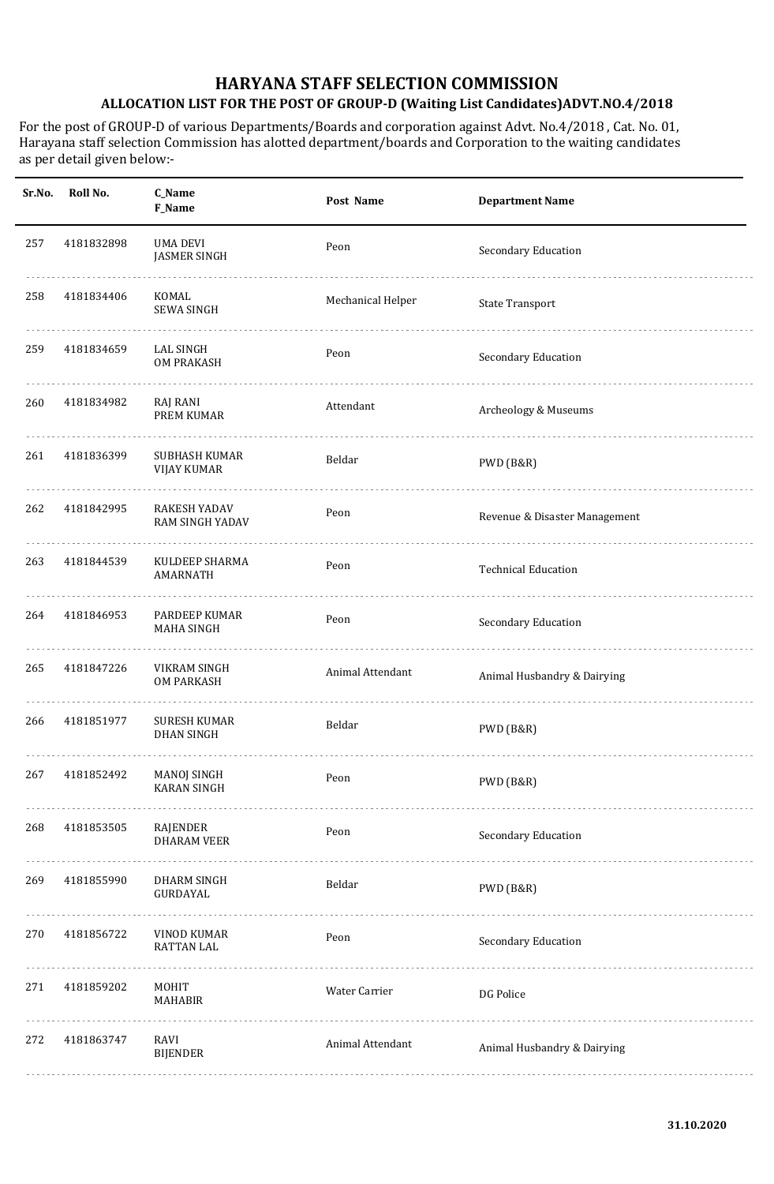# HARYANA STAFF SELECTION COMMISSION

## ALLOCATION LIST FOR THE POST OF GROUP-D (Waiting List Candidates)ADVT.NO.4/2018

For the post of GROUP-D of various Departments/Boards and corporation against Advt. No.4/2018 , Cat. No. 01, Harayana staff selection Commission has alotted department/boards and Corporation to the waiting candidates as per detail given below:-

| Sr.No. | Roll No. | C_Name<br>F_Name | Post Name | Department Name |
|---|---|---|---|---|
| 257 | 4181832898 | UMA DEVI<br>JASMER SINGH | Peon | Secondary Education |
| 258 | 4181834406 | KOMAL<br>SEWA SINGH | Mechanical Helper | State Transport |
| 259 | 4181834659 | LAL SINGH<br>OM PRAKASH | Peon | Secondary Education |
| 260 | 4181834982 | RAJ RANI<br>PREM KUMAR | Attendant | Archeology & Museums |
| 261 | 4181836399 | SUBHASH KUMAR<br>VIJAY KUMAR | Beldar | PWD (B&R) |
| 262 | 4181842995 | RAKESH YADAV<br>RAM SINGH YADAV | Peon | Revenue & Disaster Management |
| 263 | 4181844539 | KULDEEP SHARMA<br>AMARNATH | Peon | Technical Education |
| 264 | 4181846953 | PARDEEP KUMAR<br>MAHA SINGH | Peon | Secondary Education |
| 265 | 4181847226 | VIKRAM SINGH<br>OM PARKASH | Animal Attendant | Animal Husbandry & Dairying |
| 266 | 4181851977 | SURESH KUMAR<br>DHAN SINGH | Beldar | PWD (B&R) |
| 267 | 4181852492 | MANOJ SINGH<br>KARAN SINGH | Peon | PWD (B&R) |
| 268 | 4181853505 | RAJENDER<br>DHARAM VEER | Peon | Secondary Education |
| 269 | 4181855990 | DHARM SINGH<br>GURDAYAL | Beldar | PWD (B&R) |
| 270 | 4181856722 | VINOD KUMAR<br>RATTAN LAL | Peon | Secondary Education |
| 271 | 4181859202 | MOHIT<br>MAHABIR | Water Carrier | DG Police |
| 272 | 4181863747 | RAVI<br>BIJENDER | Animal Attendant | Animal Husbandry & Dairying |

31.10.2020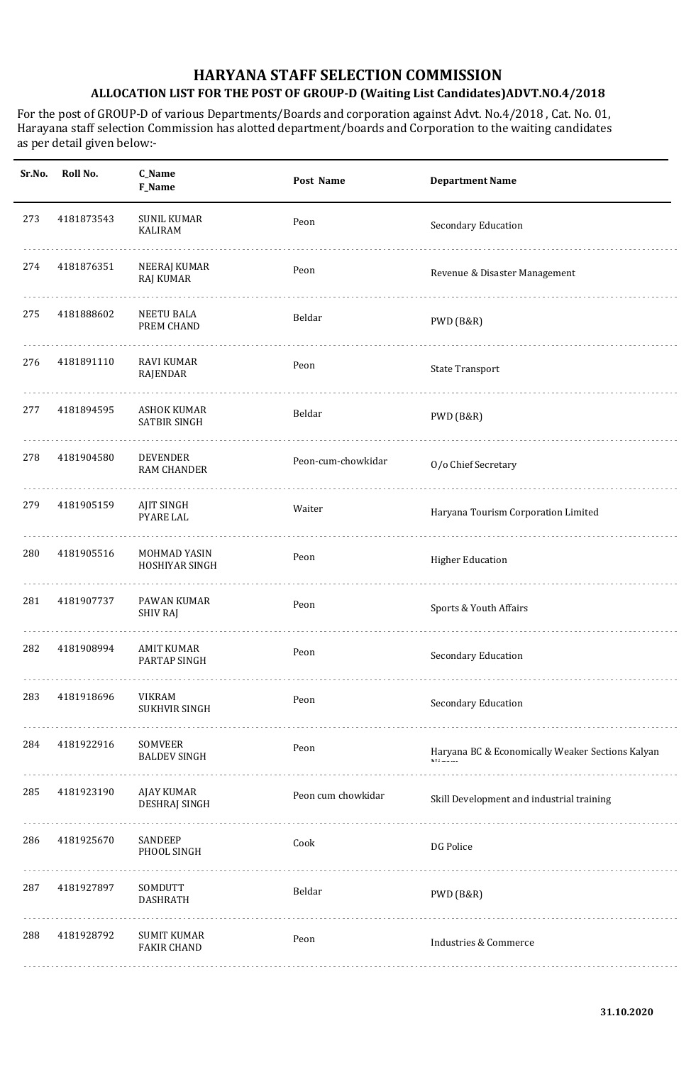# HARYANA STAFF SELECTION COMMISSION

## ALLOCATION LIST FOR THE POST OF GROUP-D (Waiting List Candidates)ADVT.NO.4/2018

For the post of GROUP-D of various Departments/Boards and corporation against Advt. No.4/2018 , Cat. No. 01, Harayana staff selection Commission has alotted department/boards and Corporation to the waiting candidates as per detail given below:-

| Sr.No. | Roll No. | C_Name<br>F_Name | Post Name | Department Name |
|---|---|---|---|---|
| 273 | 4181873543 | SUNIL KUMAR<br>KALIRAM | Peon | Secondary Education |
| 274 | 4181876351 | NEERAJ KUMAR<br>RAJ KUMAR | Peon | Revenue & Disaster Management |
| 275 | 4181888602 | NEETU BALA<br>PREM CHAND | Beldar | PWD (B&R) |
| 276 | 4181891110 | RAVI KUMAR<br>RAJENDAR | Peon | State Transport |
| 277 | 4181894595 | ASHOK KUMAR<br>SATBIR SINGH | Beldar | PWD (B&R) |
| 278 | 4181904580 | DEVENDER<br>RAM CHANDER | Peon-cum-chowkidar | O/o Chief Secretary |
| 279 | 4181905159 | AJIT SINGH<br>PYARE LAL | Waiter | Haryana Tourism Corporation Limited |
| 280 | 4181905516 | MOHMAD YASIN<br>HOSHIYAR SINGH | Peon | Higher Education |
| 281 | 4181907737 | PAWAN KUMAR<br>SHIV RAJ | Peon | Sports & Youth Affairs |
| 282 | 4181908994 | AMIT KUMAR<br>PARTAP SINGH | Peon | Secondary Education |
| 283 | 4181918696 | VIKRAM<br>SUKHVIR SINGH | Peon | Secondary Education |
| 284 | 4181922916 | SOMVEER<br>BALDEV SINGH | Peon | Haryana BC & Economically Weaker Sections Kalyan Nigam |
| 285 | 4181923190 | AJAY KUMAR<br>DESHRAJ SINGH | Peon cum chowkidar | Skill Development and industrial training |
| 286 | 4181925670 | SANDEEP<br>PHOOL SINGH | Cook | DG Police |
| 287 | 4181927897 | SOMDUTT<br>DASHRATH | Beldar | PWD (B&R) |
| 288 | 4181928792 | SUMIT KUMAR<br>FAKIR CHAND | Peon | Industries & Commerce |

31.10.2020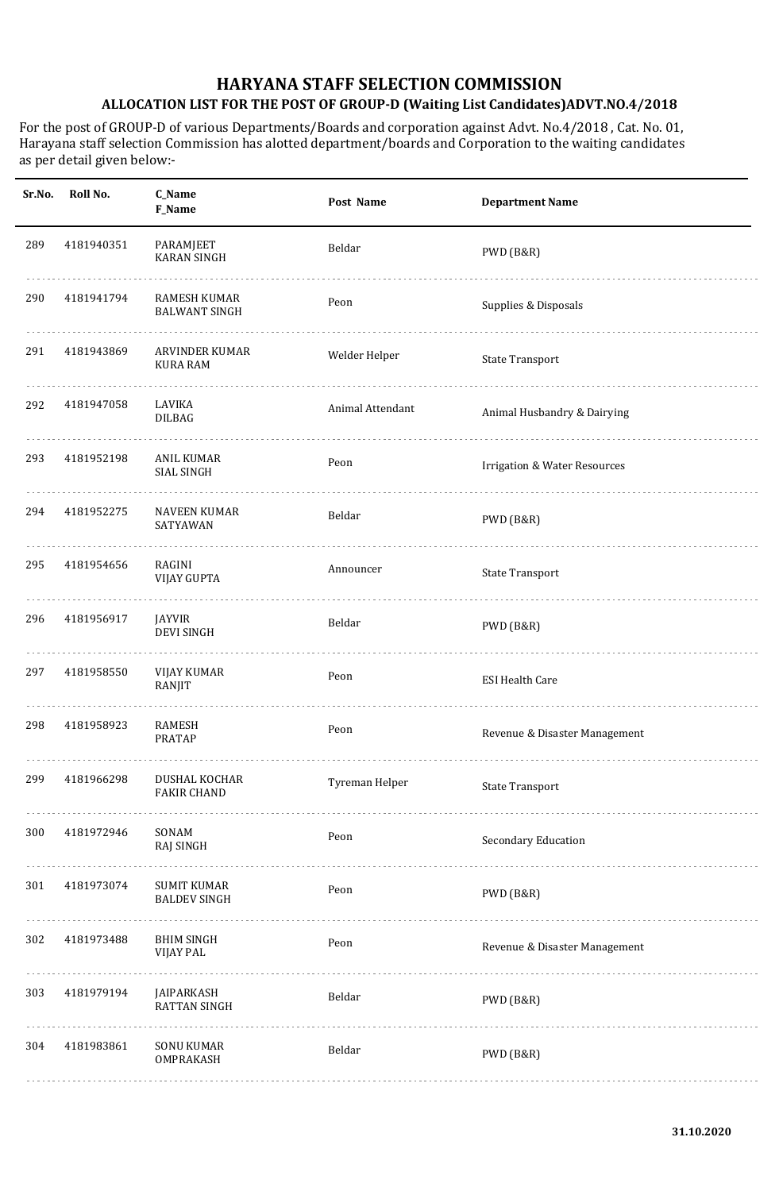# HARYANA STAFF SELECTION COMMISSION

## ALLOCATION LIST FOR THE POST OF GROUP-D (Waiting List Candidates)ADVT.NO.4/2018

For the post of GROUP-D of various Departments/Boards and corporation against Advt. No.4/2018 , Cat. No. 01, Harayana staff selection Commission has alotted department/boards and Corporation to the waiting candidates as per detail given below:-

| Sr.No. | Roll No. | C_Name F_Name | Post Name | Department Name |
|---|---|---|---|---|
| 289 | 4181940351 | PARAMJEET KARAN SINGH | Beldar | PWD (B&R) |
| 290 | 4181941794 | RAMESH KUMAR BALWANT SINGH | Peon | Supplies & Disposals |
| 291 | 4181943869 | ARVINDER KUMAR KURA RAM | Welder Helper | State Transport |
| 292 | 4181947058 | LAVIKA DILBAG | Animal Attendant | Animal Husbandry & Dairying |
| 293 | 4181952198 | ANIL KUMAR SIAL SINGH | Peon | Irrigation & Water Resources |
| 294 | 4181952275 | NAVEEN KUMAR SATYAWAN | Beldar | PWD (B&R) |
| 295 | 4181954656 | RAGINI VIJAY GUPTA | Announcer | State Transport |
| 296 | 4181956917 | JAYVIR DEVI SINGH | Beldar | PWD (B&R) |
| 297 | 4181958550 | VIJAY KUMAR RANJIT | Peon | ESI Health Care |
| 298 | 4181958923 | RAMESH PRATAP | Peon | Revenue & Disaster Management |
| 299 | 4181966298 | DUSHAL KOCHAR FAKIR CHAND | Tyreman Helper | State Transport |
| 300 | 4181972946 | SONAM RAJ SINGH | Peon | Secondary Education |
| 301 | 4181973074 | SUMIT KUMAR BALDEV SINGH | Peon | PWD (B&R) |
| 302 | 4181973488 | BHIM SINGH VIJAY PAL | Peon | Revenue & Disaster Management |
| 303 | 4181979194 | JAIPARKASH RATTAN SINGH | Beldar | PWD (B&R) |
| 304 | 4181983861 | SONU KUMAR OMPRAKASH | Beldar | PWD (B&R) |

31.10.2020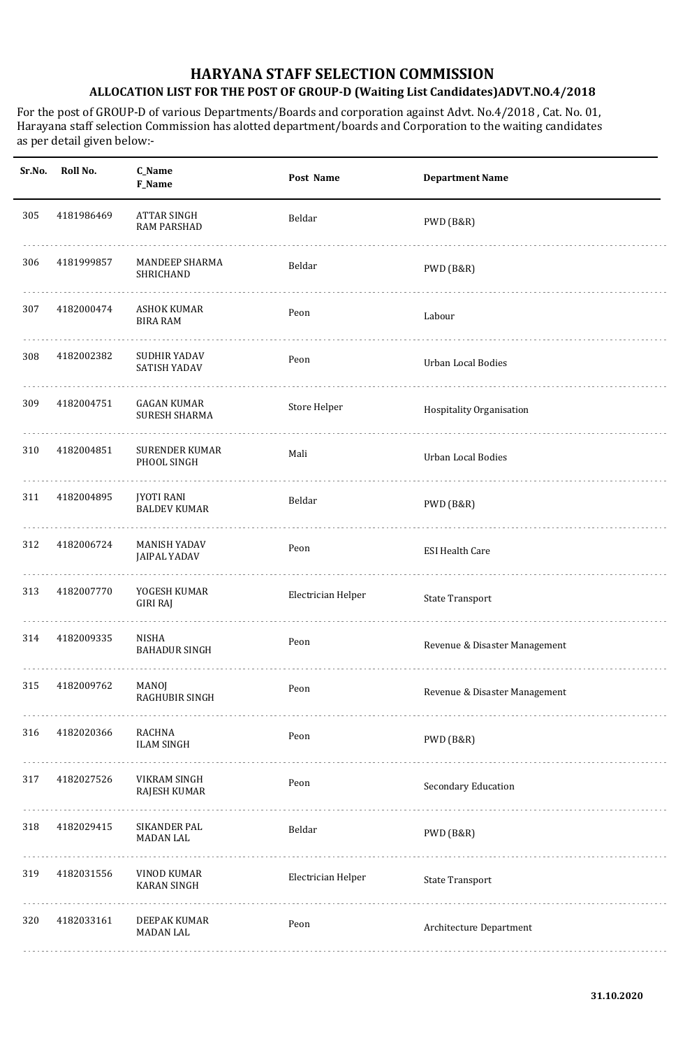# HARYANA STAFF SELECTION COMMISSION

## ALLOCATION LIST FOR THE POST OF GROUP-D (Waiting List Candidates)ADVT.NO.4/2018

For the post of GROUP-D of various Departments/Boards and corporation against Advt. No.4/2018 , Cat. No. 01, Harayana staff selection Commission has alotted department/boards and Corporation to the waiting candidates as per detail given below:-

| Sr.No. | Roll No. | C_Name<br>F_Name | Post Name | Department Name |
|---|---|---|---|---|
| 305 | 4181986469 | ATTAR SINGH<br>RAM PARSHAD | Beldar | PWD (B&R) |
| 306 | 4181999857 | MANDEEP SHARMA<br>SHRICHAND | Beldar | PWD (B&R) |
| 307 | 4182000474 | ASHOK KUMAR<br>BIRA RAM | Peon | Labour |
| 308 | 4182002382 | SUDHIR YADAV<br>SATISH YADAV | Peon | Urban Local Bodies |
| 309 | 4182004751 | GAGAN KUMAR<br>SURESH SHARMA | Store Helper | Hospitality Organisation |
| 310 | 4182004851 | SURENDER KUMAR<br>PHOOL SINGH | Mali | Urban Local Bodies |
| 311 | 4182004895 | JYOTI RANI<br>BALDEV KUMAR | Beldar | PWD (B&R) |
| 312 | 4182006724 | MANISH YADAV<br>JAIPAL YADAV | Peon | ESI Health Care |
| 313 | 4182007770 | YOGESH KUMAR<br>GIRI RAJ | Electrician Helper | State Transport |
| 314 | 4182009335 | NISHA<br>BAHADUR SINGH | Peon | Revenue & Disaster Management |
| 315 | 4182009762 | MANOJ<br>RAGHUBIR SINGH | Peon | Revenue & Disaster Management |
| 316 | 4182020366 | RACHNA<br>ILAM SINGH | Peon | PWD (B&R) |
| 317 | 4182027526 | VIKRAM SINGH<br>RAJESH KUMAR | Peon | Secondary Education |
| 318 | 4182029415 | SIKANDER PAL<br>MADAN LAL | Beldar | PWD (B&R) |
| 319 | 4182031556 | VINOD KUMAR<br>KARAN SINGH | Electrician Helper | State Transport |
| 320 | 4182033161 | DEEPAK KUMAR<br>MADAN LAL | Peon | Architecture Department |

31.10.2020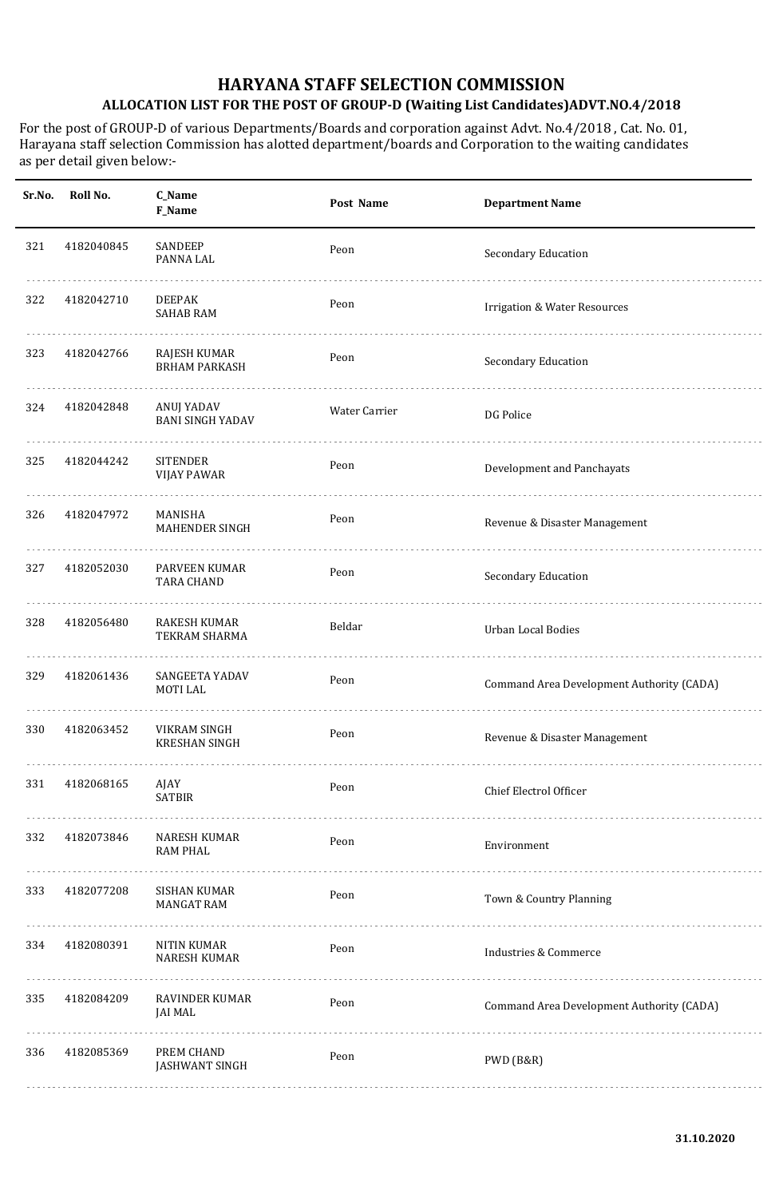# HARYANA STAFF SELECTION COMMISSION

## ALLOCATION LIST FOR THE POST OF GROUP-D (Waiting List Candidates)ADVT.NO.4/2018

For the post of GROUP-D of various Departments/Boards and corporation against Advt. No.4/2018 , Cat. No. 01, Harayana staff selection Commission has alotted department/boards and Corporation to the waiting candidates as per detail given below:-

| Sr.No. | Roll No. | C_Name<br>F_Name | Post Name | Department Name |
|---|---|---|---|---|
| 321 | 4182040845 | SANDEEP<br>PANNA LAL | Peon | Secondary Education |
| 322 | 4182042710 | DEEPAK<br>SAHAB RAM | Peon | Irrigation & Water Resources |
| 323 | 4182042766 | RAJESH KUMAR<br>BRHAM PARKASH | Peon | Secondary Education |
| 324 | 4182042848 | ANUJ YADAV<br>BANI SINGH YADAV | Water Carrier | DG Police |
| 325 | 4182044242 | SITENDER<br>VIJAY PAWAR | Peon | Development and Panchayats |
| 326 | 4182047972 | MANISHA<br>MAHENDER SINGH | Peon | Revenue & Disaster Management |
| 327 | 4182052030 | PARVEEN KUMAR<br>TARA CHAND | Peon | Secondary Education |
| 328 | 4182056480 | RAKESH KUMAR<br>TEKRAM SHARMA | Beldar | Urban Local Bodies |
| 329 | 4182061436 | SANGEETA YADAV<br>MOTI LAL | Peon | Command Area Development Authority (CADA) |
| 330 | 4182063452 | VIKRAM SINGH<br>KRESHAN SINGH | Peon | Revenue & Disaster Management |
| 331 | 4182068165 | AJAY<br>SATBIR | Peon | Chief Electrol Officer |
| 332 | 4182073846 | NARESH KUMAR<br>RAM PHAL | Peon | Environment |
| 333 | 4182077208 | SISHAN KUMAR<br>MANGAT RAM | Peon | Town & Country Planning |
| 334 | 4182080391 | NITIN KUMAR<br>NARESH KUMAR | Peon | Industries & Commerce |
| 335 | 4182084209 | RAVINDER KUMAR<br>JAI MAL | Peon | Command Area Development Authority (CADA) |
| 336 | 4182085369 | PREM CHAND<br>JASHWANT SINGH | Peon | PWD (B&R) |

31.10.2020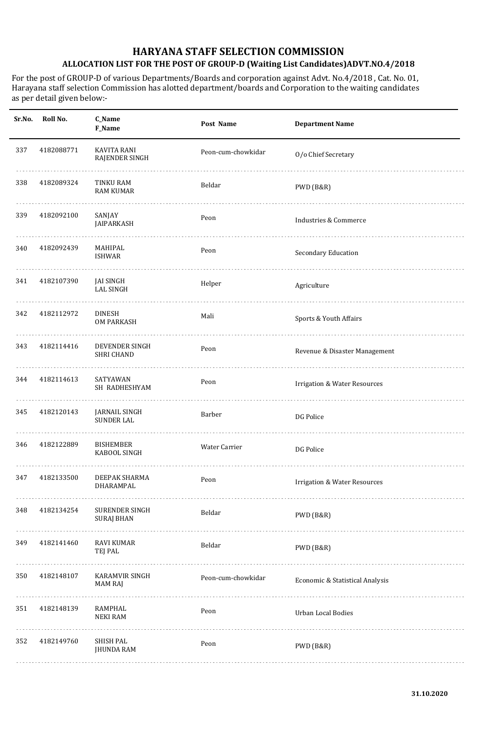# HARYANA STAFF SELECTION COMMISSION

## ALLOCATION LIST FOR THE POST OF GROUP-D (Waiting List Candidates)ADVT.NO.4/2018

For the post of GROUP-D of various Departments/Boards and corporation against Advt. No.4/2018 , Cat. No. 01, Harayana staff selection Commission has alotted department/boards and Corporation to the waiting candidates as per detail given below:-

| Sr.No. | Roll No. | C_Name<br>F_Name | Post Name | Department Name |
|---|---|---|---|---|
| 337 | 4182088771 | KAVITA RANI<br>RAJENDER SINGH | Peon-cum-chowkidar | O/o Chief Secretary |
| 338 | 4182089324 | TINKU RAM<br>RAM KUMAR | Beldar | PWD (B&R) |
| 339 | 4182092100 | SANJAY<br>JAIPARKASH | Peon | Industries & Commerce |
| 340 | 4182092439 | MAHIPAL<br>ISHWAR | Peon | Secondary Education |
| 341 | 4182107390 | JAI SINGH<br>LAL SINGH | Helper | Agriculture |
| 342 | 4182112972 | DINESH<br>OM PARKASH | Mali | Sports & Youth Affairs |
| 343 | 4182114416 | DEVENDER SINGH<br>SHRI CHAND | Peon | Revenue & Disaster Management |
| 344 | 4182114613 | SATYAWAN<br>SH RADHESHYAM | Peon | Irrigation & Water Resources |
| 345 | 4182120143 | JARNAIL SINGH<br>SUNDER LAL | Barber | DG Police |
| 346 | 4182122889 | BISHEMBER<br>KABOOL SINGH | Water Carrier | DG Police |
| 347 | 4182133500 | DEEPAK SHARMA<br>DHARAMPAL | Peon | Irrigation & Water Resources |
| 348 | 4182134254 | SURENDER SINGH<br>SURAJ BHAN | Beldar | PWD (B&R) |
| 349 | 4182141460 | RAVI KUMAR<br>TEJ PAL | Beldar | PWD (B&R) |
| 350 | 4182148107 | KARAMVIR SINGH<br>MAM RAJ | Peon-cum-chowkidar | Economic & Statistical Analysis |
| 351 | 4182148139 | RAMPHAL<br>NEKI RAM | Peon | Urban Local Bodies |
| 352 | 4182149760 | SHISH PAL<br>JHUNDA RAM | Peon | PWD (B&R) |

31.10.2020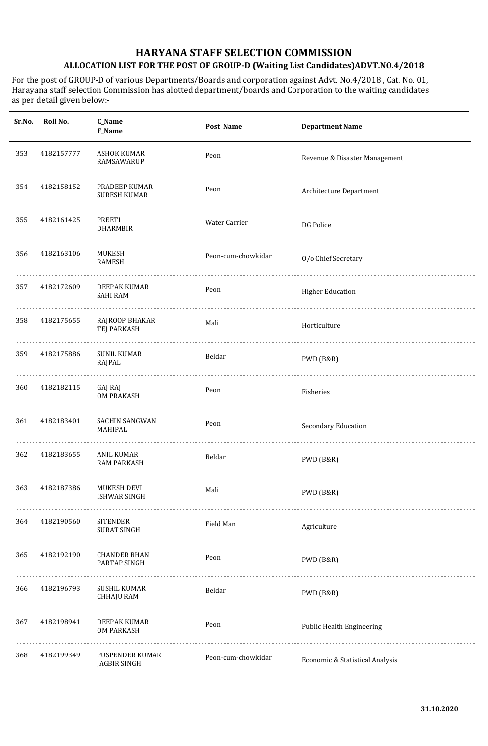# HARYANA STAFF SELECTION COMMISSION

## ALLOCATION LIST FOR THE POST OF GROUP-D (Waiting List Candidates)ADVT.NO.4/2018

For the post of GROUP-D of various Departments/Boards and corporation against Advt. No.4/2018 , Cat. No. 01, Harayana staff selection Commission has alotted department/boards and Corporation to the waiting candidates as per detail given below:-

| Sr.No. | Roll No. | C_Name F_Name | Post Name | Department Name |
|---|---|---|---|---|
| 353 | 4182157777 | ASHOK KUMAR RAMSAWARUP | Peon | Revenue & Disaster Management |
| 354 | 4182158152 | PRADEEP KUMAR SURESH KUMAR | Peon | Architecture Department |
| 355 | 4182161425 | PREETI DHARMBIR | Water Carrier | DG Police |
| 356 | 4182163106 | MUKESH RAMESH | Peon-cum-chowkidar | O/o Chief Secretary |
| 357 | 4182172609 | DEEPAK KUMAR SAHI RAM | Peon | Higher Education |
| 358 | 4182175655 | RAJROOP BHAKAR TEJ PARKASH | Mali | Horticulture |
| 359 | 4182175886 | SUNIL KUMAR RAJPAL | Beldar | PWD (B&R) |
| 360 | 4182182115 | GAJ RAJ OM PRAKASH | Peon | Fisheries |
| 361 | 4182183401 | SACHIN SANGWAN MAHIPAL | Peon | Secondary Education |
| 362 | 4182183655 | ANIL KUMAR RAM PARKASH | Beldar | PWD (B&R) |
| 363 | 4182187386 | MUKESH DEVI ISHWAR SINGH | Mali | PWD (B&R) |
| 364 | 4182190560 | SITENDER SURAT SINGH | Field Man | Agriculture |
| 365 | 4182192190 | CHANDER BHAN PARTAP SINGH | Peon | PWD (B&R) |
| 366 | 4182196793 | SUSHIL KUMAR CHHAJU RAM | Beldar | PWD (B&R) |
| 367 | 4182198941 | DEEPAK KUMAR OM PARKASH | Peon | Public Health Engineering |
| 368 | 4182199349 | PUSPENDER KUMAR JAGBIR SINGH | Peon-cum-chowkidar | Economic & Statistical Analysis |

31.10.2020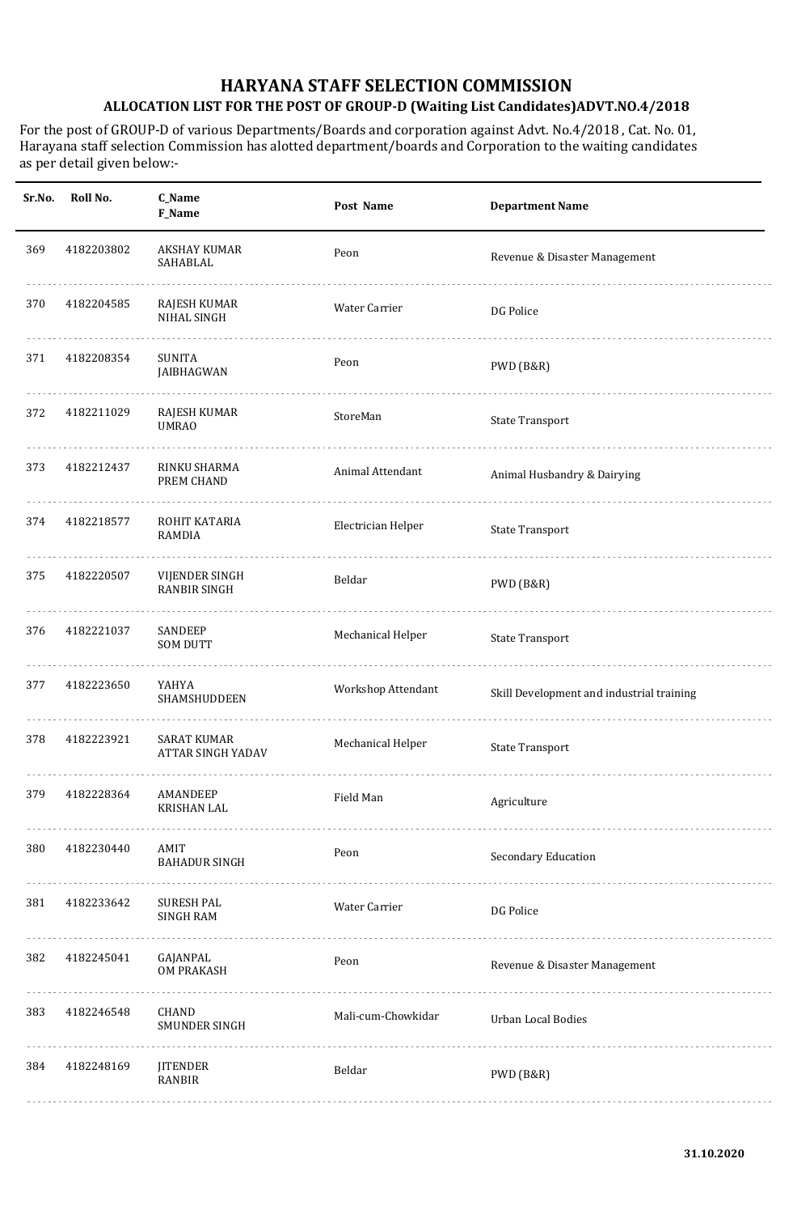# HARYANA STAFF SELECTION COMMISSION

## ALLOCATION LIST FOR THE POST OF GROUP-D (Waiting List Candidates)ADVT.NO.4/2018

For the post of GROUP-D of various Departments/Boards and corporation against Advt. No.4/2018 , Cat. No. 01, Harayana staff selection Commission has alotted department/boards and Corporation to the waiting candidates as per detail given below:-

| Sr.No. | Roll No. | C_Name F_Name | Post Name | Department Name |
|---|---|---|---|---|
| 369 | 4182203802 | AKSHAY KUMAR SAHABLAL | Peon | Revenue & Disaster Management |
| 370 | 4182204585 | RAJESH KUMAR NIHAL SINGH | Water Carrier | DG Police |
| 371 | 4182208354 | SUNITA JAIBHAGWAN | Peon | PWD (B&R) |
| 372 | 4182211029 | RAJESH KUMAR UMRAO | StoreMan | State Transport |
| 373 | 4182212437 | RINKU SHARMA PREM CHAND | Animal Attendant | Animal Husbandry & Dairying |
| 374 | 4182218577 | ROHIT KATARIA RAMDIA | Electrician Helper | State Transport |
| 375 | 4182220507 | VIJENDER SINGH RANBIR SINGH | Beldar | PWD (B&R) |
| 376 | 4182221037 | SANDEEP SOM DUTT | Mechanical Helper | State Transport |
| 377 | 4182223650 | YAHYA SHAMSHUDDEEN | Workshop Attendant | Skill Development and industrial training |
| 378 | 4182223921 | SARAT KUMAR ATTAR SINGH YADAV | Mechanical Helper | State Transport |
| 379 | 4182228364 | AMANDEEP KRISHAN LAL | Field Man | Agriculture |
| 380 | 4182230440 | AMIT BAHADUR SINGH | Peon | Secondary Education |
| 381 | 4182233642 | SURESH PAL SINGH RAM | Water Carrier | DG Police |
| 382 | 4182245041 | GAJANPAL OM PRAKASH | Peon | Revenue & Disaster Management |
| 383 | 4182246548 | CHAND SMUNDER SINGH | Mali-cum-Chowkidar | Urban Local Bodies |
| 384 | 4182248169 | JITENDER RANBIR | Beldar | PWD (B&R) |

31.10.2020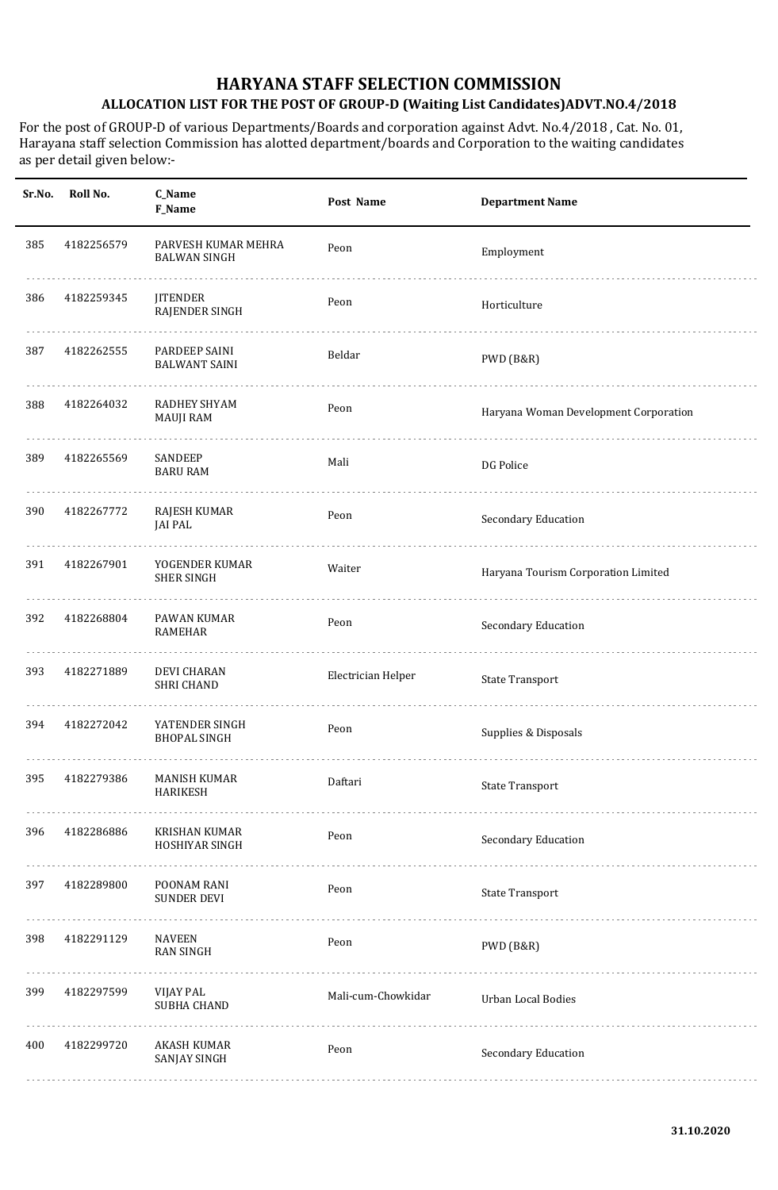# HARYANA STAFF SELECTION COMMISSION

## ALLOCATION LIST FOR THE POST OF GROUP-D (Waiting List Candidates)ADVT.NO.4/2018

For the post of GROUP-D of various Departments/Boards and corporation against Advt. No.4/2018 , Cat. No. 01, Harayana staff selection Commission has alotted department/boards and Corporation to the waiting candidates as per detail given below:-

| Sr.No. | Roll No. | C_Name<br>F_Name | Post Name | Department Name |
|---|---|---|---|---|
| 385 | 4182256579 | PARVESH KUMAR MEHRA<br>BALWAN SINGH | Peon | Employment |
| 386 | 4182259345 | JITENDER<br>RAJENDER SINGH | Peon | Horticulture |
| 387 | 4182262555 | PARDEEP SAINI<br>BALWANT SAINI | Beldar | PWD (B&R) |
| 388 | 4182264032 | RADHEY SHYAM<br>MAUJI RAM | Peon | Haryana Woman Development Corporation |
| 389 | 4182265569 | SANDEEP<br>BARU RAM | Mali | DG Police |
| 390 | 4182267772 | RAJESH KUMAR<br>JAI PAL | Peon | Secondary Education |
| 391 | 4182267901 | YOGENDER KUMAR<br>SHER SINGH | Waiter | Haryana Tourism Corporation Limited |
| 392 | 4182268804 | PAWAN KUMAR<br>RAMEHAR | Peon | Secondary Education |
| 393 | 4182271889 | DEVI CHARAN<br>SHRI CHAND | Electrician Helper | State Transport |
| 394 | 4182272042 | YATENDER SINGH<br>BHOPAL SINGH | Peon | Supplies & Disposals |
| 395 | 4182279386 | MANISH KUMAR<br>HARIKESH | Daftari | State Transport |
| 396 | 4182286886 | KRISHAN KUMAR<br>HOSHIYAR SINGH | Peon | Secondary Education |
| 397 | 4182289800 | POONAM RANI<br>SUNDER DEVI | Peon | State Transport |
| 398 | 4182291129 | NAVEEN<br>RAN SINGH | Peon | PWD (B&R) |
| 399 | 4182297599 | VIJAY PAL<br>SUBHA CHAND | Mali-cum-Chowkidar | Urban Local Bodies |
| 400 | 4182299720 | AKASH KUMAR<br>SANJAY SINGH | Peon | Secondary Education |

31.10.2020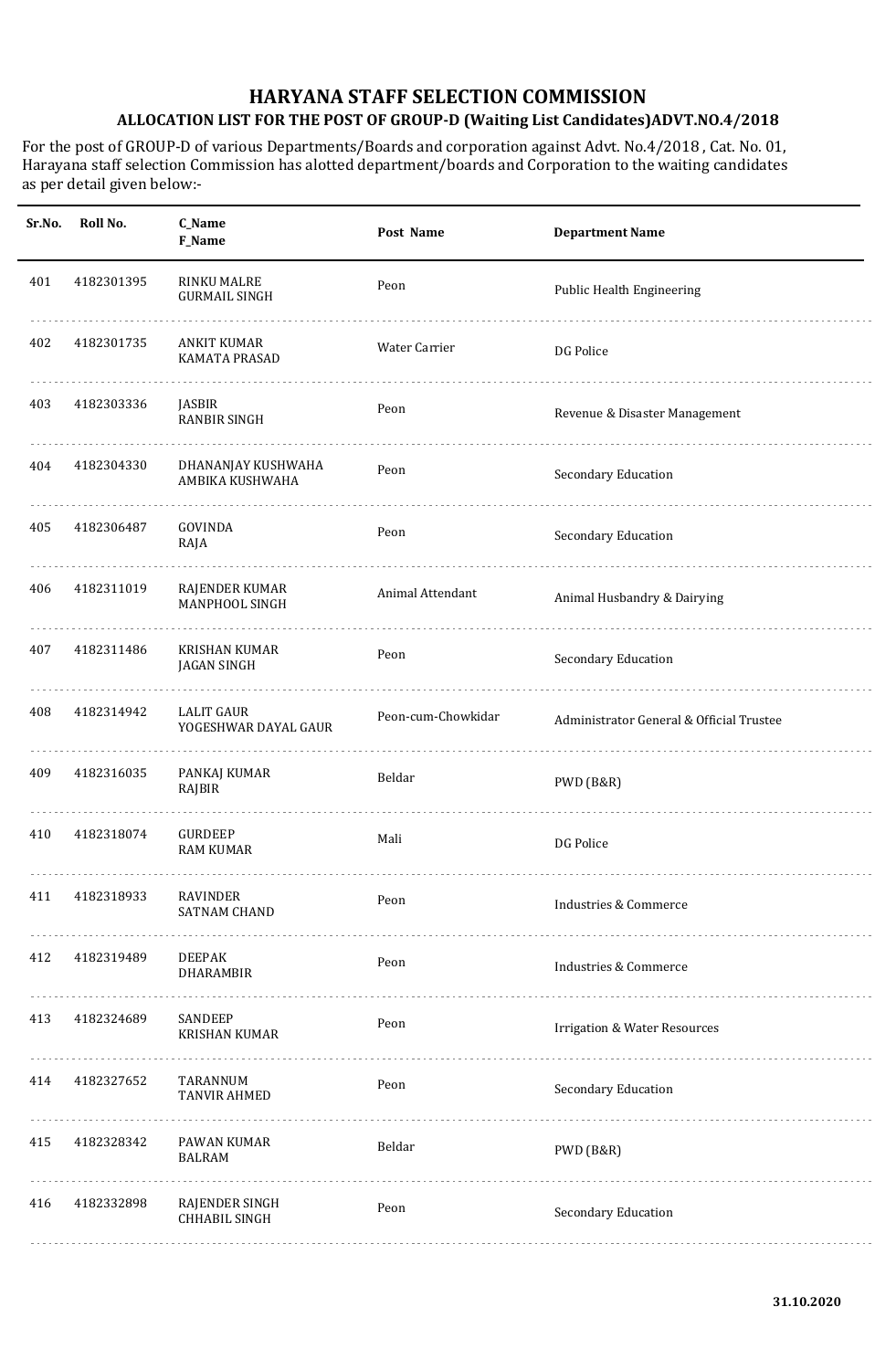# HARYANA STAFF SELECTION COMMISSION

## ALLOCATION LIST FOR THE POST OF GROUP-D (Waiting List Candidates)ADVT.NO.4/2018

For the post of GROUP-D of various Departments/Boards and corporation against Advt. No.4/2018 , Cat. No. 01, Harayana staff selection Commission has alotted department/boards and Corporation to the waiting candidates as per detail given below:-

| Sr.No. | Roll No. | C_Name<br>F_Name | Post Name | Department Name |
|---|---|---|---|---|
| 401 | 4182301395 | RINKU MALRE<br>GURMAIL SINGH | Peon | Public Health Engineering |
| 402 | 4182301735 | ANKIT KUMAR<br>KAMATA PRASAD | Water Carrier | DG Police |
| 403 | 4182303336 | JASBIR<br>RANBIR SINGH | Peon | Revenue & Disaster Management |
| 404 | 4182304330 | DHANANJAY KUSHWAHA<br>AMBIKA KUSHWAHA | Peon | Secondary Education |
| 405 | 4182306487 | GOVINDA<br>RAJA | Peon | Secondary Education |
| 406 | 4182311019 | RAJENDER KUMAR<br>MANPHOOL SINGH | Animal Attendant | Animal Husbandry & Dairying |
| 407 | 4182311486 | KRISHAN KUMAR<br>JAGAN SINGH | Peon | Secondary Education |
| 408 | 4182314942 | LALIT GAUR<br>YOGESHWAR DAYAL GAUR | Peon-cum-Chowkidar | Administrator General & Official Trustee |
| 409 | 4182316035 | PANKAJ KUMAR<br>RAJBIR | Beldar | PWD (B&R) |
| 410 | 4182318074 | GURDEEP<br>RAM KUMAR | Mali | DG Police |
| 411 | 4182318933 | RAVINDER<br>SATNAM CHAND | Peon | Industries & Commerce |
| 412 | 4182319489 | DEEPAK<br>DHARAMBIR | Peon | Industries & Commerce |
| 413 | 4182324689 | SANDEEP<br>KRISHAN KUMAR | Peon | Irrigation & Water Resources |
| 414 | 4182327652 | TARANNUM<br>TANVIR AHMED | Peon | Secondary Education |
| 415 | 4182328342 | PAWAN KUMAR<br>BALRAM | Beldar | PWD (B&R) |
| 416 | 4182332898 | RAJENDER SINGH<br>CHHABIL SINGH | Peon | Secondary Education |

31.10.2020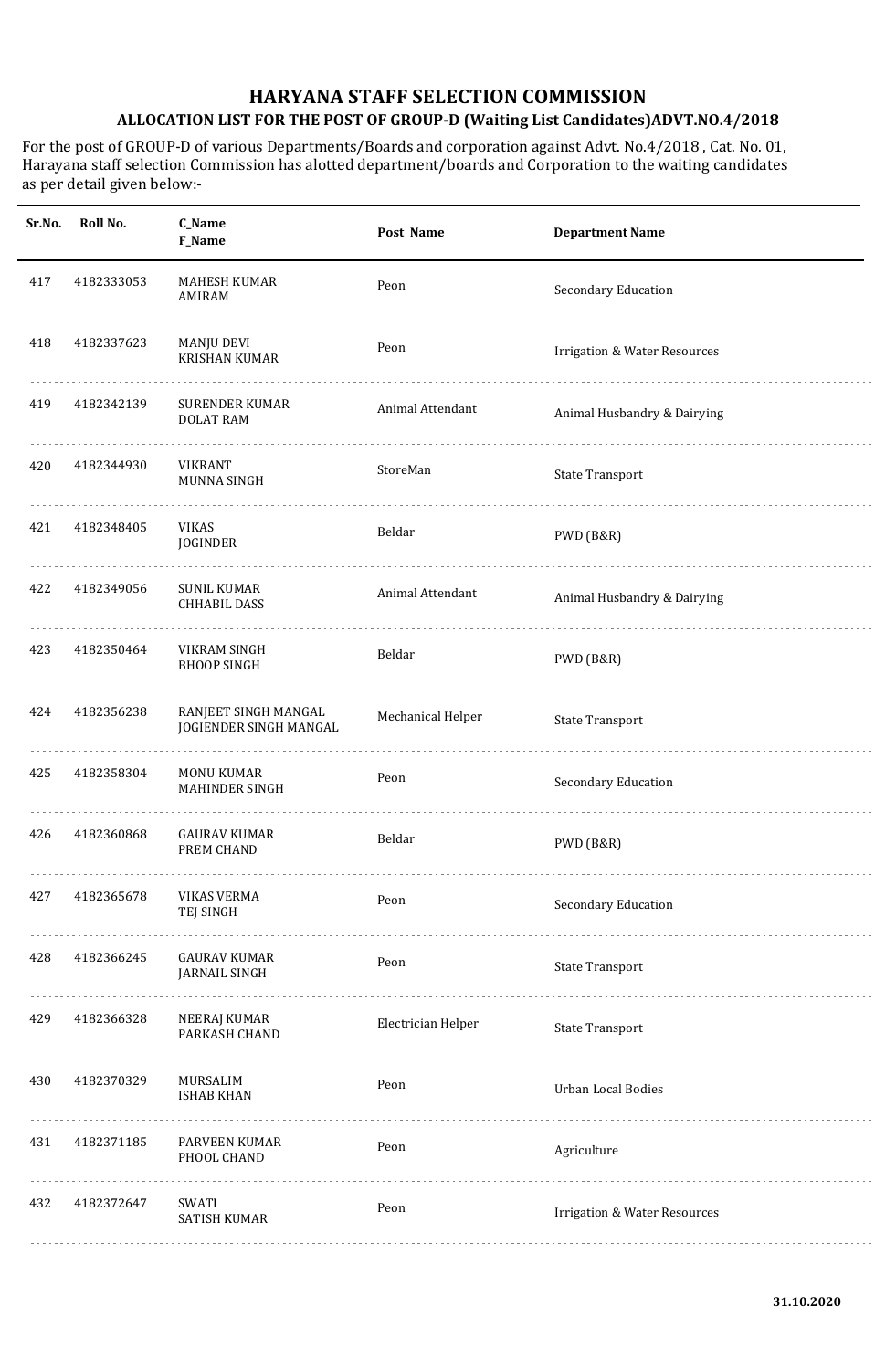# HARYANA STAFF SELECTION COMMISSION

## ALLOCATION LIST FOR THE POST OF GROUP-D (Waiting List Candidates)ADVT.NO.4/2018

For the post of GROUP-D of various Departments/Boards and corporation against Advt. No.4/2018 , Cat. No. 01, Harayana staff selection Commission has alotted department/boards and Corporation to the waiting candidates as per detail given below:-

| Sr.No. | Roll No. | C_Name<br>F_Name | Post Name | Department Name |
|---|---|---|---|---|
| 417 | 4182333053 | MAHESH KUMAR<br>AMIRAM | Peon | Secondary Education |
| 418 | 4182337623 | MANJU DEVI<br>KRISHAN KUMAR | Peon | Irrigation & Water Resources |
| 419 | 4182342139 | SURENDER KUMAR<br>DOLAT RAM | Animal Attendant | Animal Husbandry & Dairying |
| 420 | 4182344930 | VIKRANT<br>MUNNA SINGH | StoreMan | State Transport |
| 421 | 4182348405 | VIKAS<br>JOGINDER | Beldar | PWD (B&R) |
| 422 | 4182349056 | SUNIL KUMAR<br>CHHABIL DASS | Animal Attendant | Animal Husbandry & Dairying |
| 423 | 4182350464 | VIKRAM SINGH<br>BHOOP SINGH | Beldar | PWD (B&R) |
| 424 | 4182356238 | RANJEET SINGH MANGAL<br>JOGIENDER SINGH MANGAL | Mechanical Helper | State Transport |
| 425 | 4182358304 | MONU KUMAR<br>MAHINDER SINGH | Peon | Secondary Education |
| 426 | 4182360868 | GAURAV KUMAR<br>PREM CHAND | Beldar | PWD (B&R) |
| 427 | 4182365678 | VIKAS VERMA<br>TEJ SINGH | Peon | Secondary Education |
| 428 | 4182366245 | GAURAV KUMAR<br>JARNAIL SINGH | Peon | State Transport |
| 429 | 4182366328 | NEERAJ KUMAR<br>PARKASH CHAND | Electrician Helper | State Transport |
| 430 | 4182370329 | MURSALIM<br>ISHAB KHAN | Peon | Urban Local Bodies |
| 431 | 4182371185 | PARVEEN KUMAR<br>PHOOL CHAND | Peon | Agriculture |
| 432 | 4182372647 | SWATI<br>SATISH KUMAR | Peon | Irrigation & Water Resources |

31.10.2020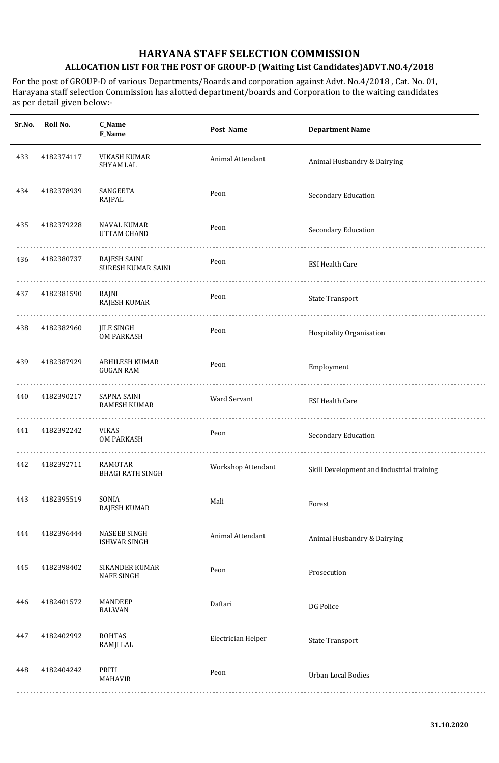# HARYANA STAFF SELECTION COMMISSION

## ALLOCATION LIST FOR THE POST OF GROUP-D (Waiting List Candidates)ADVT.NO.4/2018

For the post of GROUP-D of various Departments/Boards and corporation against Advt. No.4/2018 , Cat. No. 01, Harayana staff selection Commission has alotted department/boards and Corporation to the waiting candidates as per detail given below:-

| Sr.No. | Roll No. | C_Name F_Name | Post Name | Department Name |
|---|---|---|---|---|
| 433 | 4182374117 | VIKASH KUMAR SHYAM LAL | Animal Attendant | Animal Husbandry & Dairying |
| 434 | 4182378939 | SANGEETA RAJPAL | Peon | Secondary Education |
| 435 | 4182379228 | NAVAL KUMAR UTTAM CHAND | Peon | Secondary Education |
| 436 | 4182380737 | RAJESH SAINI SURESH KUMAR SAINI | Peon | ESI Health Care |
| 437 | 4182381590 | RAJNI RAJESH KUMAR | Peon | State Transport |
| 438 | 4182382960 | JILE SINGH OM PARKASH | Peon | Hospitality Organisation |
| 439 | 4182387929 | ABHILESH KUMAR GUGAN RAM | Peon | Employment |
| 440 | 4182390217 | SAPNA SAINI RAMESH KUMAR | Ward Servant | ESI Health Care |
| 441 | 4182392242 | VIKAS OM PARKASH | Peon | Secondary Education |
| 442 | 4182392711 | RAMOTAR BHAGI RATH SINGH | Workshop Attendant | Skill Development and industrial training |
| 443 | 4182395519 | SONIA RAJESH KUMAR | Mali | Forest |
| 444 | 4182396444 | NASEEB SINGH ISHWAR SINGH | Animal Attendant | Animal Husbandry & Dairying |
| 445 | 4182398402 | SIKANDER KUMAR NAFE SINGH | Peon | Prosecution |
| 446 | 4182401572 | MANDEEP BALWAN | Daftari | DG Police |
| 447 | 4182402992 | ROHTAS RAMJI LAL | Electrician Helper | State Transport |
| 448 | 4182404242 | PRITI MAHAVIR | Peon | Urban Local Bodies |

31.10.2020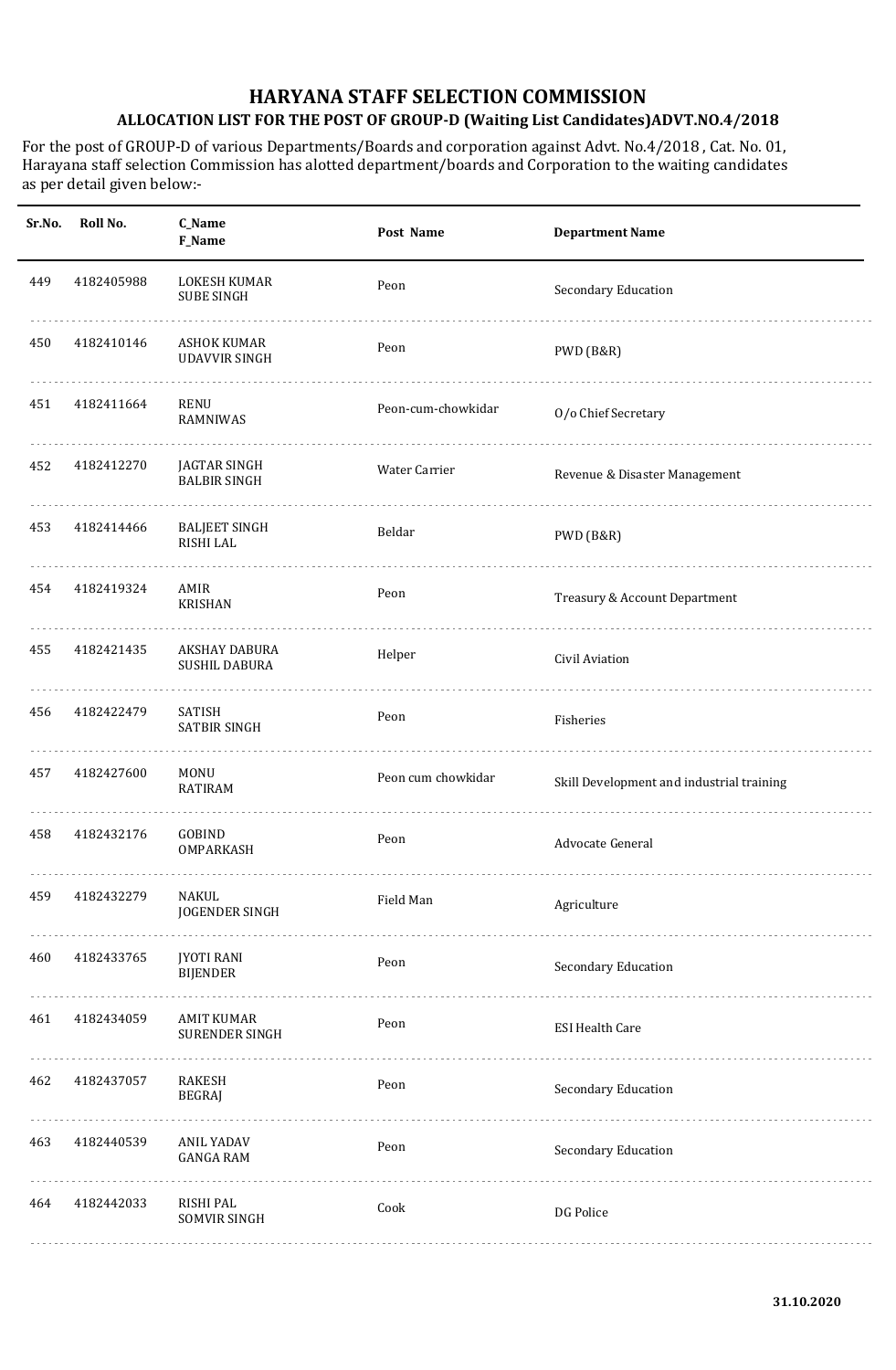# HARYANA STAFF SELECTION COMMISSION

## ALLOCATION LIST FOR THE POST OF GROUP-D (Waiting List Candidates)ADVT.NO.4/2018

For the post of GROUP-D of various Departments/Boards and corporation against Advt. No.4/2018 , Cat. No. 01, Harayana staff selection Commission has alotted department/boards and Corporation to the waiting candidates as per detail given below:-

| Sr.No. | Roll No. | C_Name<br>F_Name | Post Name | Department Name |
|---|---|---|---|---|
| 449 | 4182405988 | LOKESH KUMAR<br>SUBE SINGH | Peon | Secondary Education |
| 450 | 4182410146 | ASHOK KUMAR<br>UDAVVIR SINGH | Peon | PWD (B&R) |
| 451 | 4182411664 | RENU<br>RAMNIWAS | Peon-cum-chowkidar | O/o Chief Secretary |
| 452 | 4182412270 | JAGTAR SINGH<br>BALBIR SINGH | Water Carrier | Revenue & Disaster Management |
| 453 | 4182414466 | BALJEET SINGH<br>RISHI LAL | Beldar | PWD (B&R) |
| 454 | 4182419324 | AMIR<br>KRISHAN | Peon | Treasury & Account Department |
| 455 | 4182421435 | AKSHAY DABURA<br>SUSHIL DABURA | Helper | Civil Aviation |
| 456 | 4182422479 | SATISH<br>SATBIR SINGH | Peon | Fisheries |
| 457 | 4182427600 | MONU<br>RATIRAM | Peon cum chowkidar | Skill Development and industrial training |
| 458 | 4182432176 | GOBIND<br>OMPARKASH | Peon | Advocate General |
| 459 | 4182432279 | NAKUL<br>JOGENDER SINGH | Field Man | Agriculture |
| 460 | 4182433765 | JYOTI RANI<br>BIJENDER | Peon | Secondary Education |
| 461 | 4182434059 | AMIT KUMAR<br>SURENDER SINGH | Peon | ESI Health Care |
| 462 | 4182437057 | RAKESH<br>BEGRAJ | Peon | Secondary Education |
| 463 | 4182440539 | ANIL YADAV<br>GANGA RAM | Peon | Secondary Education |
| 464 | 4182442033 | RISHI PAL<br>SOMVIR SINGH | Cook | DG Police |

**31.10.2020**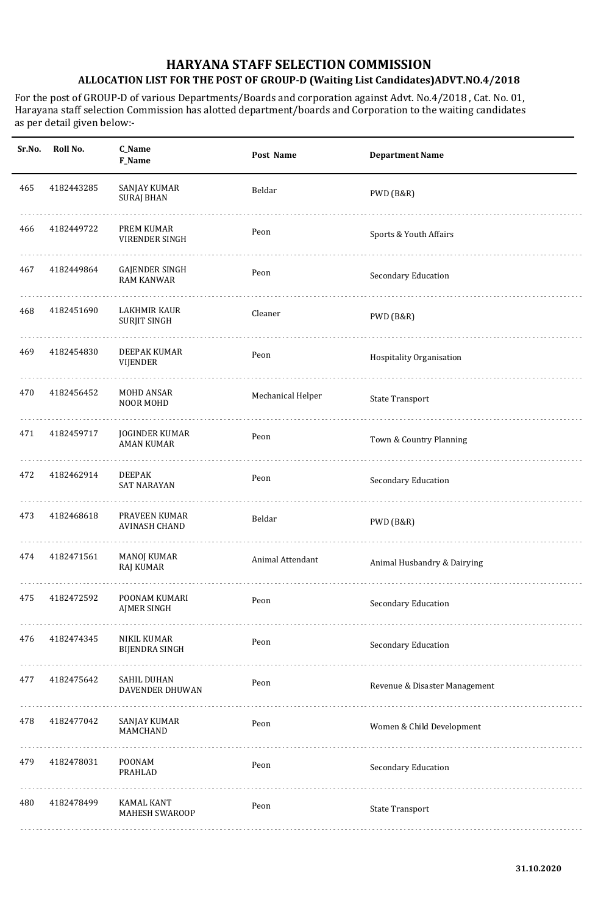# HARYANA STAFF SELECTION COMMISSION

## ALLOCATION LIST FOR THE POST OF GROUP-D (Waiting List Candidates)ADVT.NO.4/2018

For the post of GROUP-D of various Departments/Boards and corporation against Advt. No.4/2018 , Cat. No. 01, Harayana staff selection Commission has alotted department/boards and Corporation to the waiting candidates as per detail given below:-

| Sr.No. | Roll No. | C_Name F_Name | Post Name | Department Name |
|---|---|---|---|---|
| 465 | 4182443285 | SANJAY KUMAR SURAJ BHAN | Beldar | PWD (B&R) |
| 466 | 4182449722 | PREM KUMAR VIRENDER SINGH | Peon | Sports & Youth Affairs |
| 467 | 4182449864 | GAJENDER SINGH RAM KANWAR | Peon | Secondary Education |
| 468 | 4182451690 | LAKHMIR KAUR SURJIT SINGH | Cleaner | PWD (B&R) |
| 469 | 4182454830 | DEEPAK KUMAR VIJENDER | Peon | Hospitality Organisation |
| 470 | 4182456452 | MOHD ANSAR NOOR MOHD | Mechanical Helper | State Transport |
| 471 | 4182459717 | JOGINDER KUMAR AMAN KUMAR | Peon | Town & Country Planning |
| 472 | 4182462914 | DEEPAK SAT NARAYAN | Peon | Secondary Education |
| 473 | 4182468618 | PRAVEEN KUMAR AVINASH CHAND | Beldar | PWD (B&R) |
| 474 | 4182471561 | MANOJ KUMAR RAJ KUMAR | Animal Attendant | Animal Husbandry & Dairying |
| 475 | 4182472592 | POONAM KUMARI AJMER SINGH | Peon | Secondary Education |
| 476 | 4182474345 | NIKIL KUMAR BIJENDRA SINGH | Peon | Secondary Education |
| 477 | 4182475642 | SAHIL DUHAN DAVENDER DHUWAN | Peon | Revenue & Disaster Management |
| 478 | 4182477042 | SANJAY KUMAR MAMCHAND | Peon | Women & Child Development |
| 479 | 4182478031 | POONAM PRAHLAD | Peon | Secondary Education |
| 480 | 4182478499 | KAMAL KANT MAHESH SWAROOP | Peon | State Transport |

31.10.2020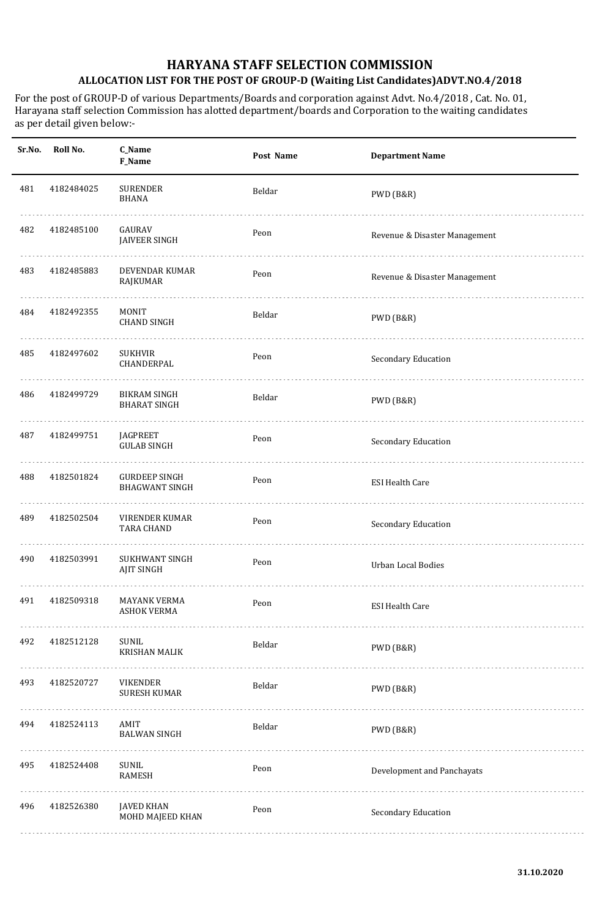# HARYANA STAFF SELECTION COMMISSION

## ALLOCATION LIST FOR THE POST OF GROUP-D (Waiting List Candidates)ADVT.NO.4/2018

For the post of GROUP-D of various Departments/Boards and corporation against Advt. No.4/2018 , Cat. No. 01, Harayana staff selection Commission has alotted department/boards and Corporation to the waiting candidates as per detail given below:-

| Sr.No. | Roll No. | C_Name<br>F_Name | Post Name | Department Name |
|---|---|---|---|---|
| 481 | 4182484025 | SURENDER<br>BHANA | Beldar | PWD (B&R) |
| 482 | 4182485100 | GAURAV<br>JAIVEER SINGH | Peon | Revenue & Disaster Management |
| 483 | 4182485883 | DEVENDAR KUMAR<br>RAJKUMAR | Peon | Revenue & Disaster Management |
| 484 | 4182492355 | MONIT<br>CHAND SINGH | Beldar | PWD (B&R) |
| 485 | 4182497602 | SUKHVIR<br>CHANDERPAL | Peon | Secondary Education |
| 486 | 4182499729 | BIKRAM SINGH<br>BHARAT SINGH | Beldar | PWD (B&R) |
| 487 | 4182499751 | JAGPREET<br>GULAB SINGH | Peon | Secondary Education |
| 488 | 4182501824 | GURDEEP SINGH<br>BHAGWANT SINGH | Peon | ESI Health Care |
| 489 | 4182502504 | VIRENDER KUMAR<br>TARA CHAND | Peon | Secondary Education |
| 490 | 4182503991 | SUKHWANT SINGH<br>AJIT SINGH | Peon | Urban Local Bodies |
| 491 | 4182509318 | MAYANK VERMA<br>ASHOK VERMA | Peon | ESI Health Care |
| 492 | 4182512128 | SUNIL<br>KRISHAN MALIK | Beldar | PWD (B&R) |
| 493 | 4182520727 | VIKENDER<br>SURESH KUMAR | Beldar | PWD (B&R) |
| 494 | 4182524113 | AMIT<br>BALWAN SINGH | Beldar | PWD (B&R) |
| 495 | 4182524408 | SUNIL<br>RAMESH | Peon | Development and Panchayats |
| 496 | 4182526380 | JAVED KHAN<br>MOHD MAJEED KHAN | Peon | Secondary Education |

31.10.2020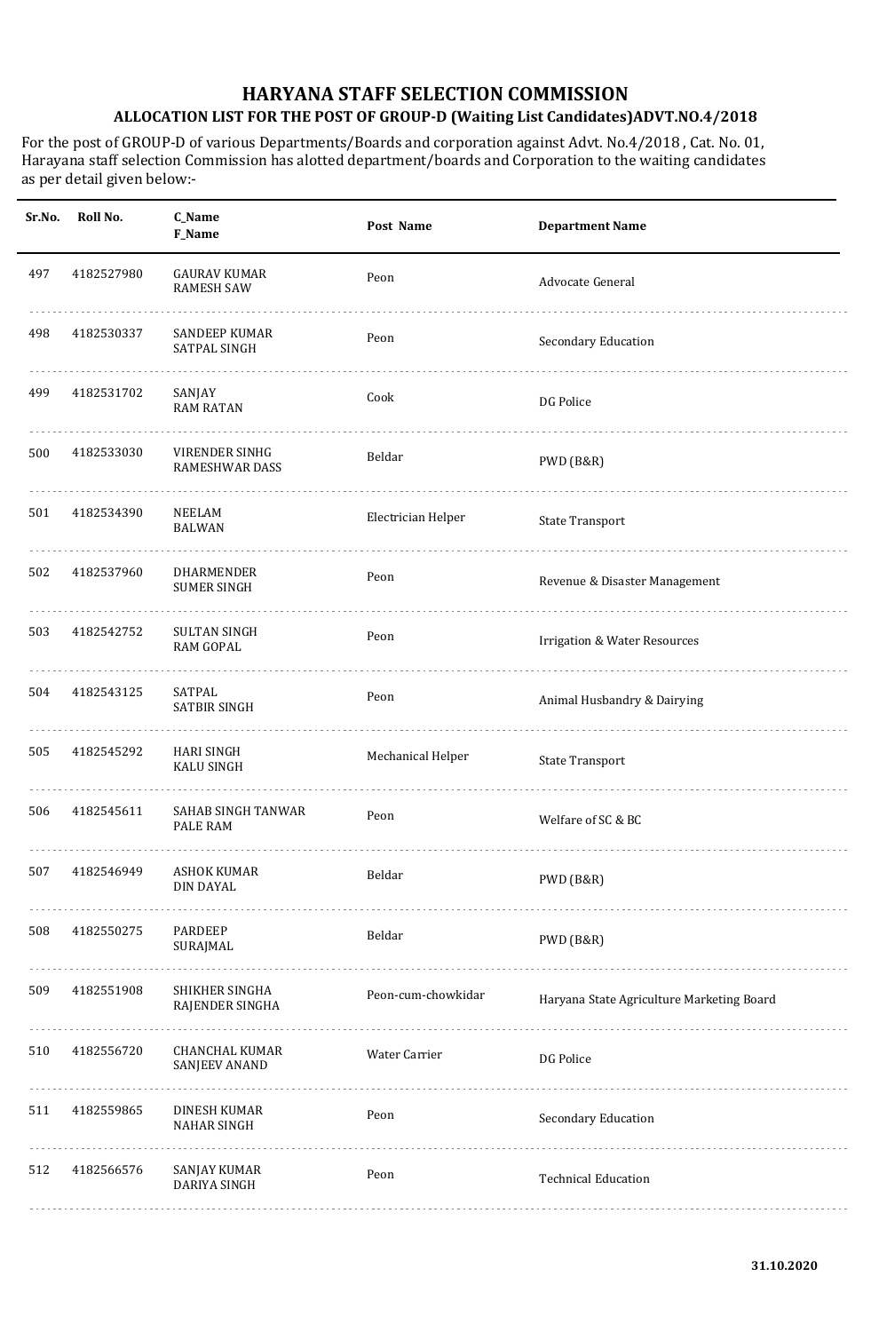# HARYANA STAFF SELECTION COMMISSION

## ALLOCATION LIST FOR THE POST OF GROUP-D (Waiting List Candidates)ADVT.NO.4/2018

For the post of GROUP-D of various Departments/Boards and corporation against Advt. No.4/2018 , Cat. No. 01, Harayana staff selection Commission has alotted department/boards and Corporation to the waiting candidates as per detail given below:-

| Sr.No. | Roll No. | C_Name F_Name | Post Name | Department Name |
|---|---|---|---|---|
| 497 | 4182527980 | GAURAV KUMAR RAMESH SAW | Peon | Advocate General |
| 498 | 4182530337 | SANDEEP KUMAR SATPAL SINGH | Peon | Secondary Education |
| 499 | 4182531702 | SANJAY RAM RATAN | Cook | DG Police |
| 500 | 4182533030 | VIRENDER SINHG RAMESHWAR DASS | Beldar | PWD (B&R) |
| 501 | 4182534390 | NEELAM BALWAN | Electrician Helper | State Transport |
| 502 | 4182537960 | DHARMENDER SUMER SINGH | Peon | Revenue & Disaster Management |
| 503 | 4182542752 | SULTAN SINGH RAM GOPAL | Peon | Irrigation & Water Resources |
| 504 | 4182543125 | SATPAL SATBIR SINGH | Peon | Animal Husbandry & Dairying |
| 505 | 4182545292 | HARI SINGH KALU SINGH | Mechanical Helper | State Transport |
| 506 | 4182545611 | SAHAB SINGH TANWAR PALE RAM | Peon | Welfare of SC & BC |
| 507 | 4182546949 | ASHOK KUMAR DIN DAYAL | Beldar | PWD (B&R) |
| 508 | 4182550275 | PARDEEP SURAJMAL | Beldar | PWD (B&R) |
| 509 | 4182551908 | SHIKHER SINGHA RAJENDER SINGHA | Peon-cum-chowkidar | Haryana State Agriculture Marketing Board |
| 510 | 4182556720 | CHANCHAL KUMAR SANJEEV ANAND | Water Carrier | DG Police |
| 511 | 4182559865 | DINESH KUMAR NAHAR SINGH | Peon | Secondary Education |
| 512 | 4182566576 | SANJAY KUMAR DARIYA SINGH | Peon | Technical Education |

31.10.2020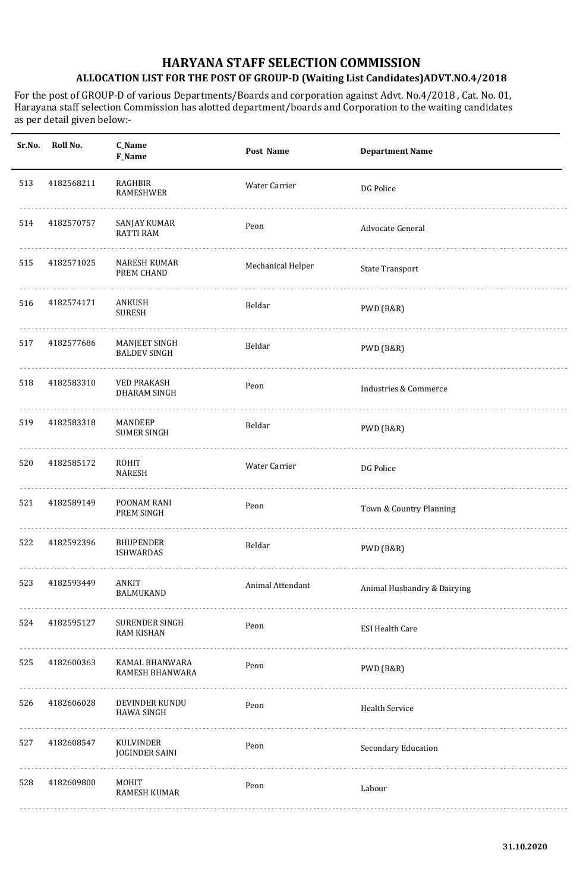# HARYANA STAFF SELECTION COMMISSION

## ALLOCATION LIST FOR THE POST OF GROUP-D (Waiting List Candidates)ADVT.NO.4/2018

For the post of GROUP-D of various Departments/Boards and corporation against Advt. No.4/2018 , Cat. No. 01, Harayana staff selection Commission has alotted department/boards and Corporation to the waiting candidates as per detail given below:-

| Sr.No. | Roll No. | C_Name<br>F_Name | Post Name | Department Name |
|---|---|---|---|---|
| 513 | 4182568211 | RAGHBIR<br>RAMESHWER | Water Carrier | DG Police |
| 514 | 4182570757 | SANJAY KUMAR<br>RATTI RAM | Peon | Advocate General |
| 515 | 4182571025 | NARESH KUMAR<br>PREM CHAND | Mechanical Helper | State Transport |
| 516 | 4182574171 | ANKUSH<br>SURESH | Beldar | PWD (B&R) |
| 517 | 4182577686 | MANJEET SINGH<br>BALDEV SINGH | Beldar | PWD (B&R) |
| 518 | 4182583310 | VED PRAKASH<br>DHARAM SINGH | Peon | Industries & Commerce |
| 519 | 4182583318 | MANDEEP<br>SUMER SINGH | Beldar | PWD (B&R) |
| 520 | 4182585172 | ROHIT<br>NARESH | Water Carrier | DG Police |
| 521 | 4182589149 | POONAM RANI<br>PREM SINGH | Peon | Town & Country Planning |
| 522 | 4182592396 | BHUPENDER<br>ISHWARDAS | Beldar | PWD (B&R) |
| 523 | 4182593449 | ANKIT<br>BALMUKAND | Animal Attendant | Animal Husbandry & Dairying |
| 524 | 4182595127 | SURENDER SINGH<br>RAM KISHAN | Peon | ESI Health Care |
| 525 | 4182600363 | KAMAL BHANWARA<br>RAMESH BHANWARA | Peon | PWD (B&R) |
| 526 | 4182606028 | DEVINDER KUNDU<br>HAWA SINGH | Peon | Health Service |
| 527 | 4182608547 | KULVINDER<br>JOGINDER SAINI | Peon | Secondary Education |
| 528 | 4182609800 | MOHIT<br>RAMESH KUMAR | Peon | Labour |

31.10.2020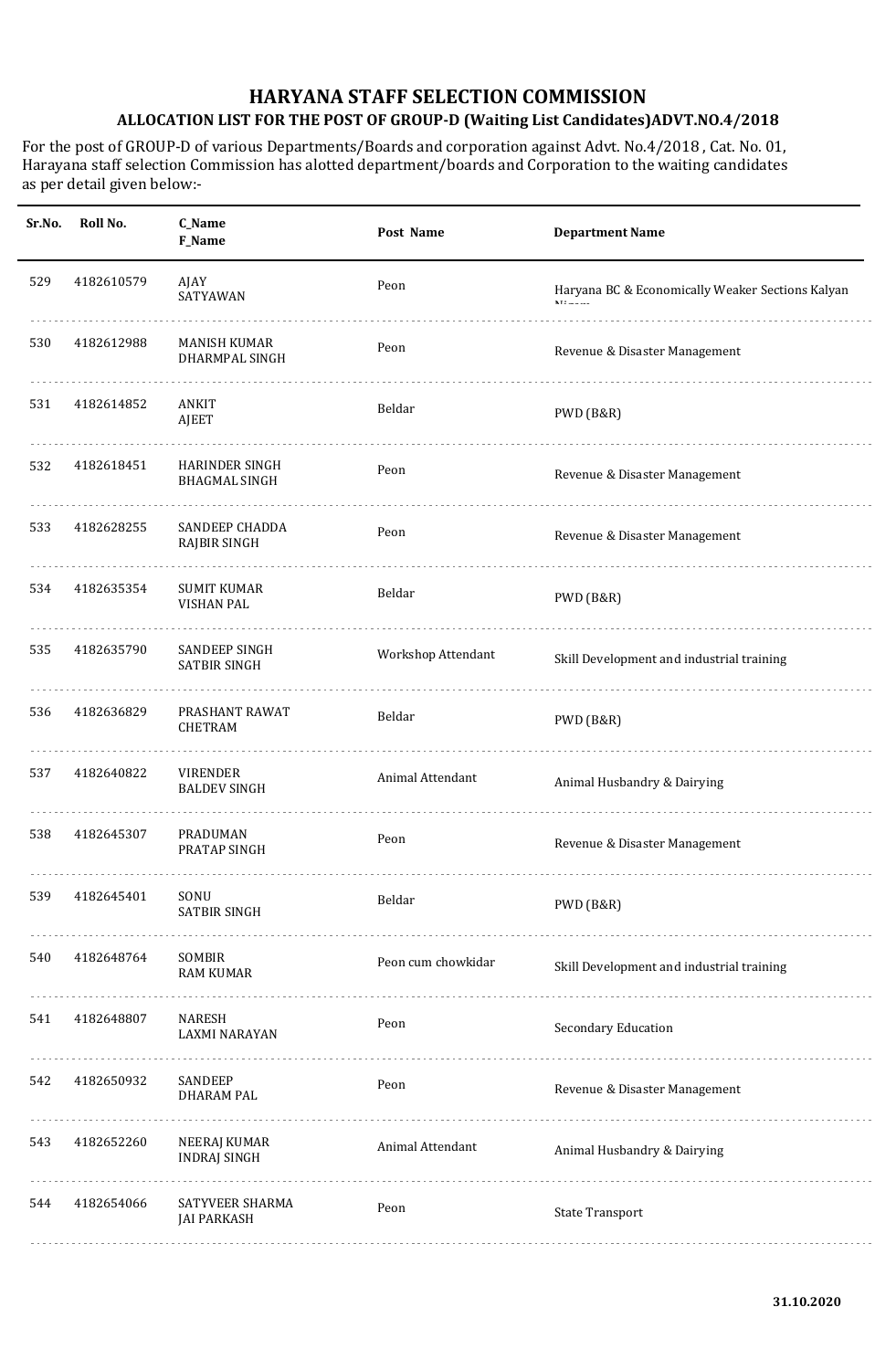# HARYANA STAFF SELECTION COMMISSION

## ALLOCATION LIST FOR THE POST OF GROUP-D (Waiting List Candidates)ADVT.NO.4/2018

For the post of GROUP-D of various Departments/Boards and corporation against Advt. No.4/2018 , Cat. No. 01, Harayana staff selection Commission has alotted department/boards and Corporation to the waiting candidates as per detail given below:-

| Sr.No. | Roll No. | C_Name F_Name | Post Name | Department Name |
|---|---|---|---|---|
| 529 | 4182610579 | AJAY SATYAWAN | Peon | Haryana BC & Economically Weaker Sections Kalyan Nigam |
| 530 | 4182612988 | MANISH KUMAR DHARMPAL SINGH | Peon | Revenue & Disaster Management |
| 531 | 4182614852 | ANKIT AJEET | Beldar | PWD (B&R) |
| 532 | 4182618451 | HARINDER SINGH BHAGMAL SINGH | Peon | Revenue & Disaster Management |
| 533 | 4182628255 | SANDEEP CHADDA RAJBIR SINGH | Peon | Revenue & Disaster Management |
| 534 | 4182635354 | SUMIT KUMAR VISHAN PAL | Beldar | PWD (B&R) |
| 535 | 4182635790 | SANDEEP SINGH SATBIR SINGH | Workshop Attendant | Skill Development and industrial training |
| 536 | 4182636829 | PRASHANT RAWAT CHETRAM | Beldar | PWD (B&R) |
| 537 | 4182640822 | VIRENDER BALDEV SINGH | Animal Attendant | Animal Husbandry & Dairying |
| 538 | 4182645307 | PRADUMAN PRATAP SINGH | Peon | Revenue & Disaster Management |
| 539 | 4182645401 | SONU SATBIR SINGH | Beldar | PWD (B&R) |
| 540 | 4182648764 | SOMBIR RAM KUMAR | Peon cum chowkidar | Skill Development and industrial training |
| 541 | 4182648807 | NARESH LAXMI NARAYAN | Peon | Secondary Education |
| 542 | 4182650932 | SANDEEP DHARAM PAL | Peon | Revenue & Disaster Management |
| 543 | 4182652260 | NEERAJ KUMAR INDRAJ SINGH | Animal Attendant | Animal Husbandry & Dairying |
| 544 | 4182654066 | SATYVEER SHARMA JAI PARKASH | Peon | State Transport |

31.10.2020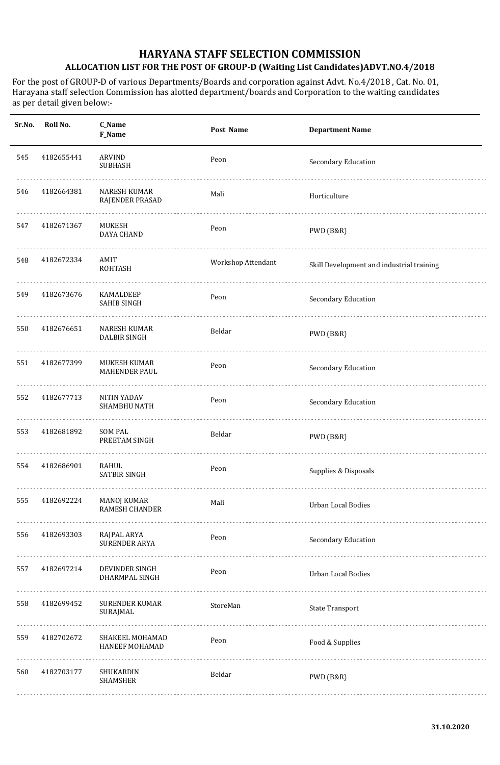# HARYANA STAFF SELECTION COMMISSION

## ALLOCATION LIST FOR THE POST OF GROUP-D (Waiting List Candidates)ADVT.NO.4/2018

For the post of GROUP-D of various Departments/Boards and corporation against Advt. No.4/2018 , Cat. No. 01, Harayana staff selection Commission has alotted department/boards and Corporation to the waiting candidates as per detail given below:-

| Sr.No. | Roll No. | C_Name<br>F_Name | Post Name | Department Name |
|---|---|---|---|---|
| 545 | 4182655441 | ARVIND<br>SUBHASH | Peon | Secondary Education |
| 546 | 4182664381 | NARESH KUMAR<br>RAJENDER PRASAD | Mali | Horticulture |
| 547 | 4182671367 | MUKESH<br>DAYA CHAND | Peon | PWD (B&R) |
| 548 | 4182672334 | AMIT<br>ROHTASH | Workshop Attendant | Skill Development and industrial training |
| 549 | 4182673676 | KAMALDEEP<br>SAHIB SINGH | Peon | Secondary Education |
| 550 | 4182676651 | NARESH KUMAR<br>DALBIR SINGH | Beldar | PWD (B&R) |
| 551 | 4182677399 | MUKESH KUMAR<br>MAHENDER PAUL | Peon | Secondary Education |
| 552 | 4182677713 | NITIN YADAV<br>SHAMBHU NATH | Peon | Secondary Education |
| 553 | 4182681892 | SOM PAL<br>PREETAM SINGH | Beldar | PWD (B&R) |
| 554 | 4182686901 | RAHUL<br>SATBIR SINGH | Peon | Supplies & Disposals |
| 555 | 4182692224 | MANOJ KUMAR<br>RAMESH CHANDER | Mali | Urban Local Bodies |
| 556 | 4182693303 | RAJPAL ARYA<br>SURENDER ARYA | Peon | Secondary Education |
| 557 | 4182697214 | DEVINDER SINGH<br>DHARMPAL SINGH | Peon | Urban Local Bodies |
| 558 | 4182699452 | SURENDER KUMAR<br>SURAJMAL | StoreMan | State Transport |
| 559 | 4182702672 | SHAKEEL MOHAMAD<br>HANEEF MOHAMAD | Peon | Food & Supplies |
| 560 | 4182703177 | SHUKARDIN<br>SHAMSHER | Beldar | PWD (B&R) |

31.10.2020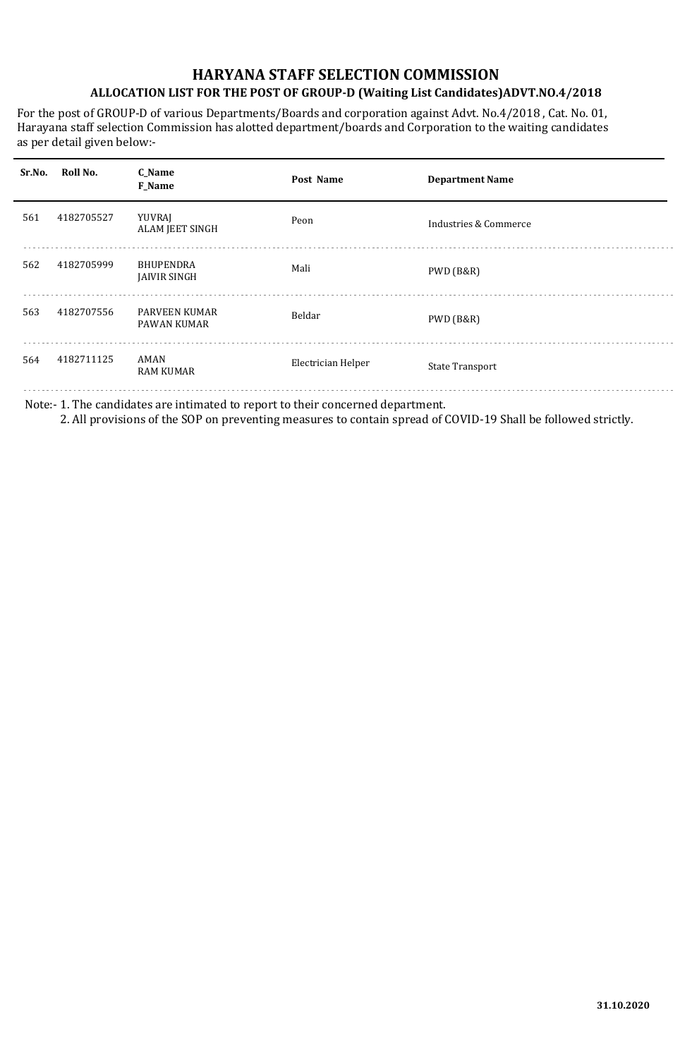# HARYANA STAFF SELECTION COMMISSION

## ALLOCATION LIST FOR THE POST OF GROUP-D (Waiting List Candidates)ADVT.NO.4/2018

For the post of GROUP-D of various Departments/Boards and corporation against Advt. No.4/2018 , Cat. No. 01, Harayana staff selection Commission has alotted department/boards and Corporation to the waiting candidates as per detail given below:-

| Sr.No. | Roll No. | C_Name F_Name | Post Name | Department Name |
|---|---|---|---|---|
| 561 | 4182705527 | YUVRAJ ALAM JEET SINGH | Peon | Industries & Commerce |
| 562 | 4182705999 | BHUPENDRA JAIVIR SINGH | Mali | PWD (B&R) |
| 563 | 4182707556 | PARVEEN KUMAR PAWAN KUMAR | Beldar | PWD (B&R) |
| 564 | 4182711125 | AMAN RAM KUMAR | Electrician Helper | State Transport |

Note:- 1. The candidates are intimated to report to their concerned department.

2. All provisions of the SOP on preventing measures to contain spread of COVID-19 Shall be followed strictly.

31.10.2020